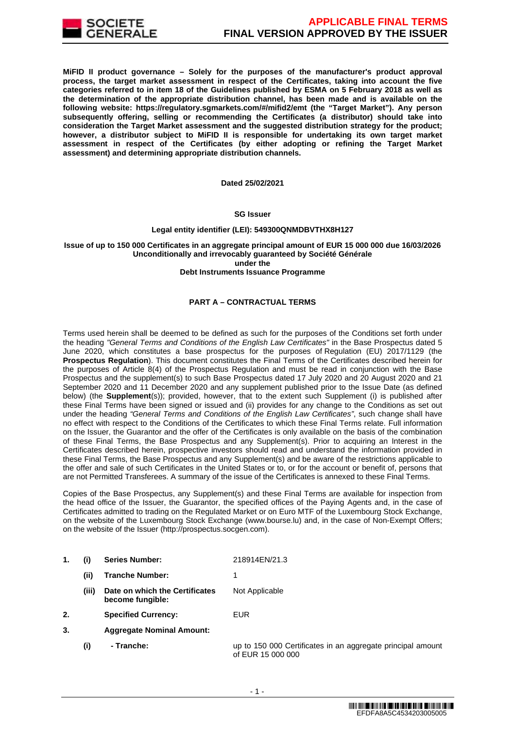**MiFID II product governance – Solely for the purposes of the manufacturer's product approval process, the target market assessment in respect of the Certificates, taking into account the five categories referred to in item 18 of the Guidelines published by ESMA on 5 February 2018 as well as the determination of the appropriate distribution channel, has been made and is available on the following website: https://regulatory.sgmarkets.com/#/mifid2/emt (the "Target Market"). Any person subsequently offering, selling or recommending the Certificates (a distributor) should take into consideration the Target Market assessment and the suggested distribution strategy for the product; however, a distributor subject to MiFID II is responsible for undertaking its own target market assessment in respect of the Certificates (by either adopting or refining the Target Market assessment) and determining appropriate distribution channels.**

**Dated 25/02/2021**

**SG Issuer**

**Legal entity identifier (LEI): 549300QNMDBVTHX8H127**

**Issue of up to 150 000 Certificates in an aggregate principal amount of EUR 15 000 000 due 16/03/2026**
**Unconditionally and irrevocably guaranteed by Société Générale**
**under the**
**Debt Instruments Issuance Programme**

## PART A – CONTRACTUAL TERMS

Terms used herein shall be deemed to be defined as such for the purposes of the Conditions set forth under the heading *"General Terms and Conditions of the English Law Certificates"* in the Base Prospectus dated 5 June 2020, which constitutes a base prospectus for the purposes of Regulation (EU) 2017/1129 (the **Prospectus Regulation**). This document constitutes the Final Terms of the Certificates described herein for the purposes of Article 8(4) of the Prospectus Regulation and must be read in conjunction with the Base Prospectus and the supplement(s) to such Base Prospectus dated 17 July 2020 and 20 August 2020 and 21 September 2020 and 11 December 2020 and any supplement published prior to the Issue Date (as defined below) (the **Supplement**(s)); provided, however, that to the extent such Supplement (i) is published after these Final Terms have been signed or issued and (ii) provides for any change to the Conditions as set out under the heading *"General Terms and Conditions of the English Law Certificates"*, such change shall have no effect with respect to the Conditions of the Certificates to which these Final Terms relate. Full information on the Issuer, the Guarantor and the offer of the Certificates is only available on the basis of the combination of these Final Terms, the Base Prospectus and any Supplement(s). Prior to acquiring an Interest in the Certificates described herein, prospective investors should read and understand the information provided in these Final Terms, the Base Prospectus and any Supplement(s) and be aware of the restrictions applicable to the offer and sale of such Certificates in the United States or to, or for the account or benefit of, persons that are not Permitted Transferees. A summary of the issue of the Certificates is annexed to these Final Terms.

Copies of the Base Prospectus, any Supplement(s) and these Final Terms are available for inspection from the head office of the Issuer, the Guarantor, the specified offices of the Paying Agents and, in the case of Certificates admitted to trading on the Regulated Market or on Euro MTF of the Luxembourg Stock Exchange, on the website of the Luxembourg Stock Exchange (www.bourse.lu) and, in the case of Non-Exempt Offers; on the website of the Issuer (http://prospectus.socgen.com).

| | | | |
|---|---|---|---|
| **1.** | **(i)** | **Series Number:** | 218914EN/21.3 |
| | **(ii)** | **Tranche Number:** | 1 |
| | **(iii)** | **Date on which the Certificates become fungible:** | Not Applicable |
| **2.** | | **Specified Currency:** | EUR |
| **3.** | | **Aggregate Nominal Amount:** | |
| | **(i)** | **- Tranche:** | up to 150 000 Certificates in an aggregate principal amount of EUR 15 000 000 |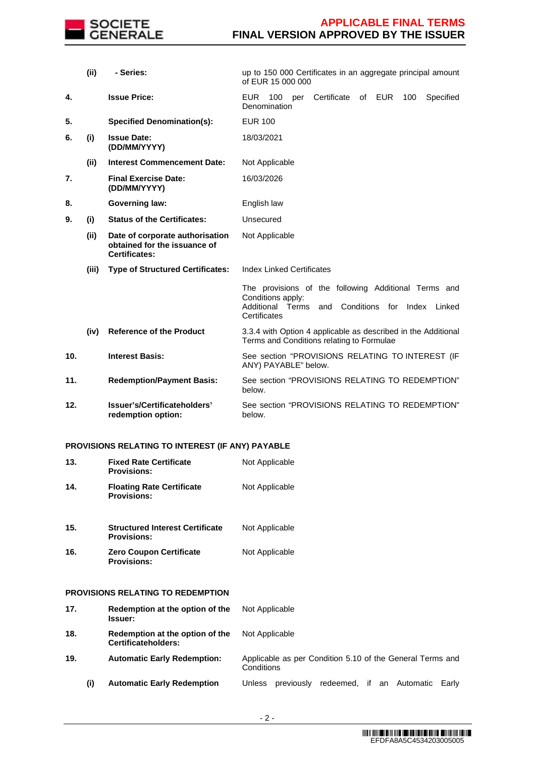| | | | |
|---|---|---|---|
| | **(ii)** | **- Series:** | up to 150 000 Certificates in an aggregate principal amount of EUR 15 000 000 |
| **4.** | | **Issue Price:** | EUR 100 per Certificate of EUR 100 Specified Denomination |
| **5.** | | **Specified Denomination(s):** | EUR 100 |
| **6.** | **(i)** | **Issue Date: (DD/MM/YYYY)** | 18/03/2021 |
| | **(ii)** | **Interest Commencement Date:** | Not Applicable |
| **7.** | | **Final Exercise Date: (DD/MM/YYYY)** | 16/03/2026 |
| **8.** | | **Governing law:** | English law |
| **9.** | **(i)** | **Status of the Certificates:** | Unsecured |
| | **(ii)** | **Date of corporate authorisation obtained for the issuance of Certificates:** | Not Applicable |
| | **(iii)** | **Type of Structured Certificates:** | Index Linked Certificates |
| | | | The provisions of the following Additional Terms and Conditions apply: Additional Terms and Conditions for Index Linked Certificates |
| | **(iv)** | **Reference of the Product** | 3.3.4 with Option 4 applicable as described in the Additional Terms and Conditions relating to Formulae |
| **10.** | | **Interest Basis:** | See section "PROVISIONS RELATING TO INTEREST (IF ANY) PAYABLE" below. |
| **11.** | | **Redemption/Payment Basis:** | See section "PROVISIONS RELATING TO REDEMPTION" below. |
| **12.** | | **Issuer's/Certificateholders' redemption option:** | See section "PROVISIONS RELATING TO REDEMPTION" below. |

**PROVISIONS RELATING TO INTEREST (IF ANY) PAYABLE**

| | | | |
|---|---|---|---|
| **13.** | | **Fixed Rate Certificate Provisions:** | Not Applicable |
| **14.** | | **Floating Rate Certificate Provisions:** | Not Applicable |
| **15.** | | **Structured Interest Certificate Provisions:** | Not Applicable |
| **16.** | | **Zero Coupon Certificate Provisions:** | Not Applicable |

**PROVISIONS RELATING TO REDEMPTION**

| | | | |
|---|---|---|---|
| **17.** | | **Redemption at the option of the Issuer:** | Not Applicable |
| **18.** | | **Redemption at the option of the Certificateholders:** | Not Applicable |
| **19.** | | **Automatic Early Redemption:** | Applicable as per Condition 5.10 of the General Terms and Conditions |
| | **(i)** | **Automatic Early Redemption** | Unless previously redeemed, if an Automatic Early |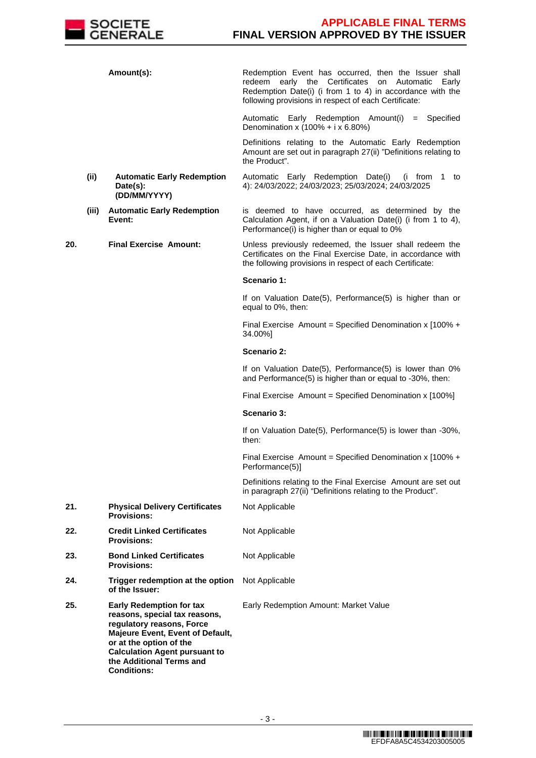| | | |
|---|---|---|
| | **Amount(s):** | Redemption Event has occurred, then the Issuer shall redeem early the Certificates on Automatic Early Redemption Date(i) (i from 1 to 4) in accordance with the following provisions in respect of each Certificate:<br><br>Automatic Early Redemption Amount(i) = Specified Denomination x (100% + i x 6.80%)<br><br>Definitions relating to the Automatic Early Redemption Amount are set out in paragraph 27(ii) "Definitions relating to the Product". |
| **(ii)** | **Automatic Early Redemption Date(s): (DD/MM/YYYY)** | Automatic Early Redemption Date(i) (i from 1 to 4): 24/03/2022; 24/03/2023; 25/03/2024; 24/03/2025 |
| **(iii)** | **Automatic Early Redemption Event:** | is deemed to have occurred, as determined by the Calculation Agent, if on a Valuation Date(i) (i from 1 to 4), Performance(i) is higher than or equal to 0% |
| **20.** | **Final Exercise Amount:** | Unless previously redeemed, the Issuer shall redeem the Certificates on the Final Exercise Date, in accordance with the following provisions in respect of each Certificate:<br><br>**Scenario 1:**<br><br>If on Valuation Date(5), Performance(5) is higher than or equal to 0%, then:<br><br>Final Exercise Amount = Specified Denomination x [100% + 34.00%]<br><br>**Scenario 2:**<br><br>If on Valuation Date(5), Performance(5) is lower than 0% and Performance(5) is higher than or equal to -30%, then:<br><br>Final Exercise Amount = Specified Denomination x [100%]<br><br>**Scenario 3:**<br><br>If on Valuation Date(5), Performance(5) is lower than -30%, then:<br><br>Final Exercise Amount = Specified Denomination x [100% + Performance(5)]<br><br>Definitions relating to the Final Exercise Amount are set out in paragraph 27(ii) "Definitions relating to the Product". |
| **21.** | **Physical Delivery Certificates Provisions:** | Not Applicable |
| **22.** | **Credit Linked Certificates Provisions:** | Not Applicable |
| **23.** | **Bond Linked Certificates Provisions:** | Not Applicable |
| **24.** | **Trigger redemption at the option of the Issuer:** | Not Applicable |
| **25.** | **Early Redemption for tax reasons, special tax reasons, regulatory reasons, Force Majeure Event, Event of Default, or at the option of the Calculation Agent pursuant to the Additional Terms and Conditions:** | Early Redemption Amount: Market Value |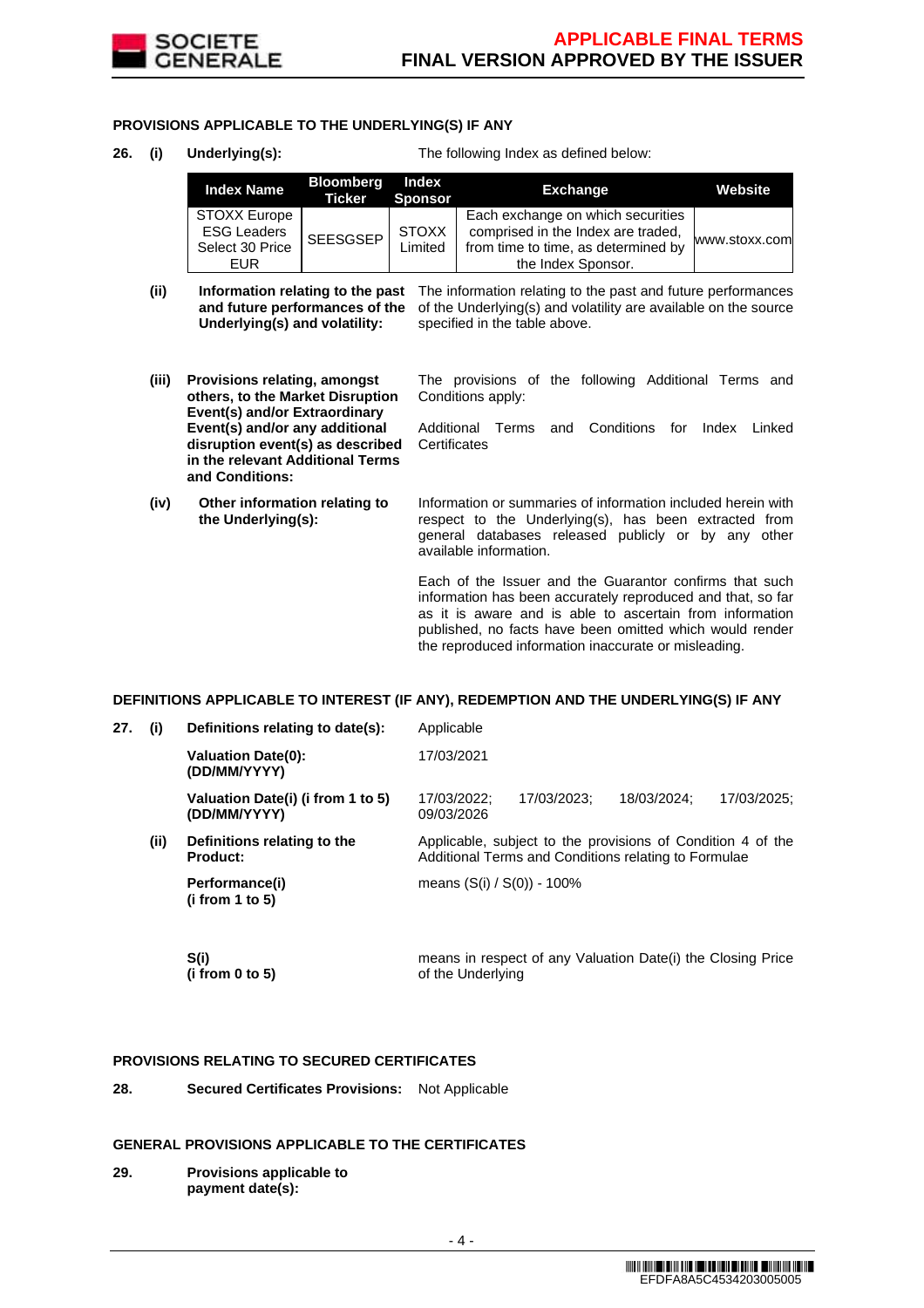## PROVISIONS APPLICABLE TO THE UNDERLYING(S) IF ANY

**26. (i) Underlying(s):** The following Index as defined below:

| Index Name | Bloomberg Ticker | Index Sponsor | Exchange | Website |
|---|---|---|---|---|
| STOXX Europe ESG Leaders Select 30 Price EUR | SEESGSEP | STOXX Limited | Each exchange on which securities comprised in the Index are traded, from time to time, as determined by the Index Sponsor. | www.stoxx.com |

**(ii) Information relating to the past and future performances of the Underlying(s) and volatility:** The information relating to the past and future performances of the Underlying(s) and volatility are available on the source specified in the table above.

**(iii) Provisions relating, amongst others, to the Market Disruption Event(s) and/or Extraordinary Event(s) and/or any additional disruption event(s) as described in the relevant Additional Terms and Conditions:** The provisions of the following Additional Terms and Conditions apply:

Additional Terms and Conditions for Index Linked Certificates

**(iv) Other information relating to the Underlying(s):** Information or summaries of information included herein with respect to the Underlying(s), has been extracted from general databases released publicly or by any other available information.

Each of the Issuer and the Guarantor confirms that such information has been accurately reproduced and that, so far as it is aware and is able to ascertain from information published, no facts have been omitted which would render the reproduced information inaccurate or misleading.

## DEFINITIONS APPLICABLE TO INTEREST (IF ANY), REDEMPTION AND THE UNDERLYING(S) IF ANY

**27. (i) Definitions relating to date(s):** Applicable

**Valuation Date(0): (DD/MM/YYYY)** 17/03/2021

**Valuation Date(i) (i from 1 to 5) (DD/MM/YYYY)** 17/03/2022; 17/03/2023; 18/03/2024; 17/03/2025; 09/03/2026

**(ii) Definitions relating to the Product:** Applicable, subject to the provisions of Condition 4 of the Additional Terms and Conditions relating to Formulae

**Performance(i) (i from 1 to 5)** means (S(i) / S(0)) - 100%

**S(i) (i from 0 to 5)** means in respect of any Valuation Date(i) the Closing Price of the Underlying

## PROVISIONS RELATING TO SECURED CERTIFICATES

**28. Secured Certificates Provisions:** Not Applicable

## GENERAL PROVISIONS APPLICABLE TO THE CERTIFICATES

**29. Provisions applicable to payment date(s):**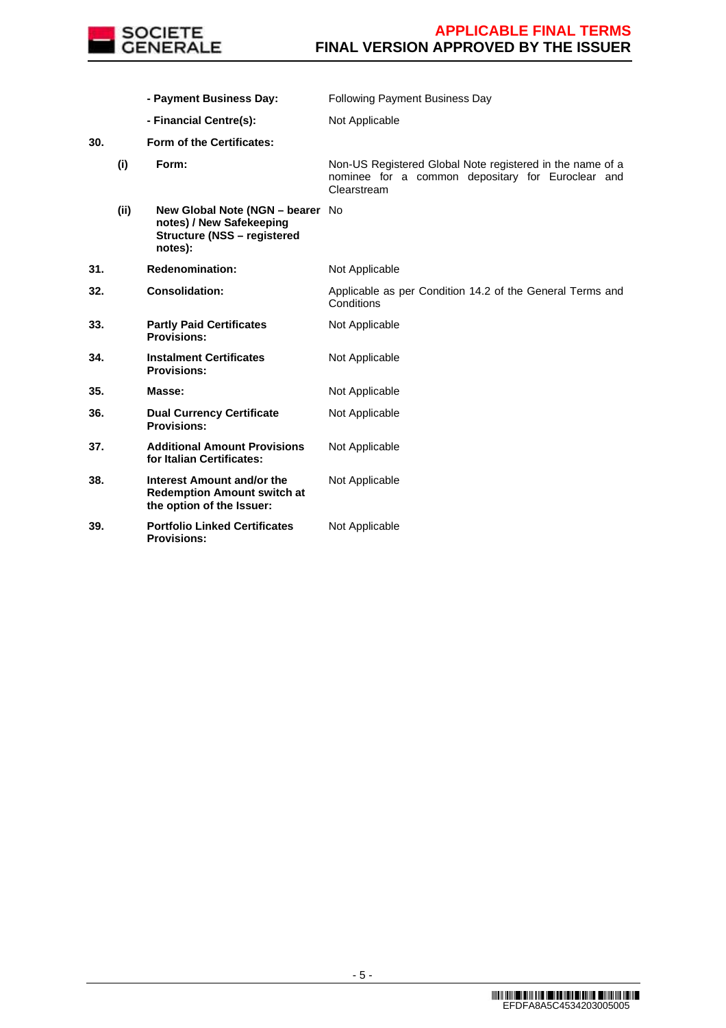| | | | |
|---|---|---|---|
| | | **- Payment Business Day:** | Following Payment Business Day |
| | | **- Financial Centre(s):** | Not Applicable |
| **30.** | | **Form of the Certificates:** | |
| | **(i)** | **Form:** | Non-US Registered Global Note registered in the name of a nominee for a common depositary for Euroclear and Clearstream |
| | **(ii)** | **New Global Note (NGN – bearer notes) / New Safekeeping Structure (NSS – registered notes):** | No |
| **31.** | | **Redenomination:** | Not Applicable |
| **32.** | | **Consolidation:** | Applicable as per Condition 14.2 of the General Terms and Conditions |
| **33.** | | **Partly Paid Certificates Provisions:** | Not Applicable |
| **34.** | | **Instalment Certificates Provisions:** | Not Applicable |
| **35.** | | **Masse:** | Not Applicable |
| **36.** | | **Dual Currency Certificate Provisions:** | Not Applicable |
| **37.** | | **Additional Amount Provisions for Italian Certificates:** | Not Applicable |
| **38.** | | **Interest Amount and/or the Redemption Amount switch at the option of the Issuer:** | Not Applicable |
| **39.** | | **Portfolio Linked Certificates Provisions:** | Not Applicable |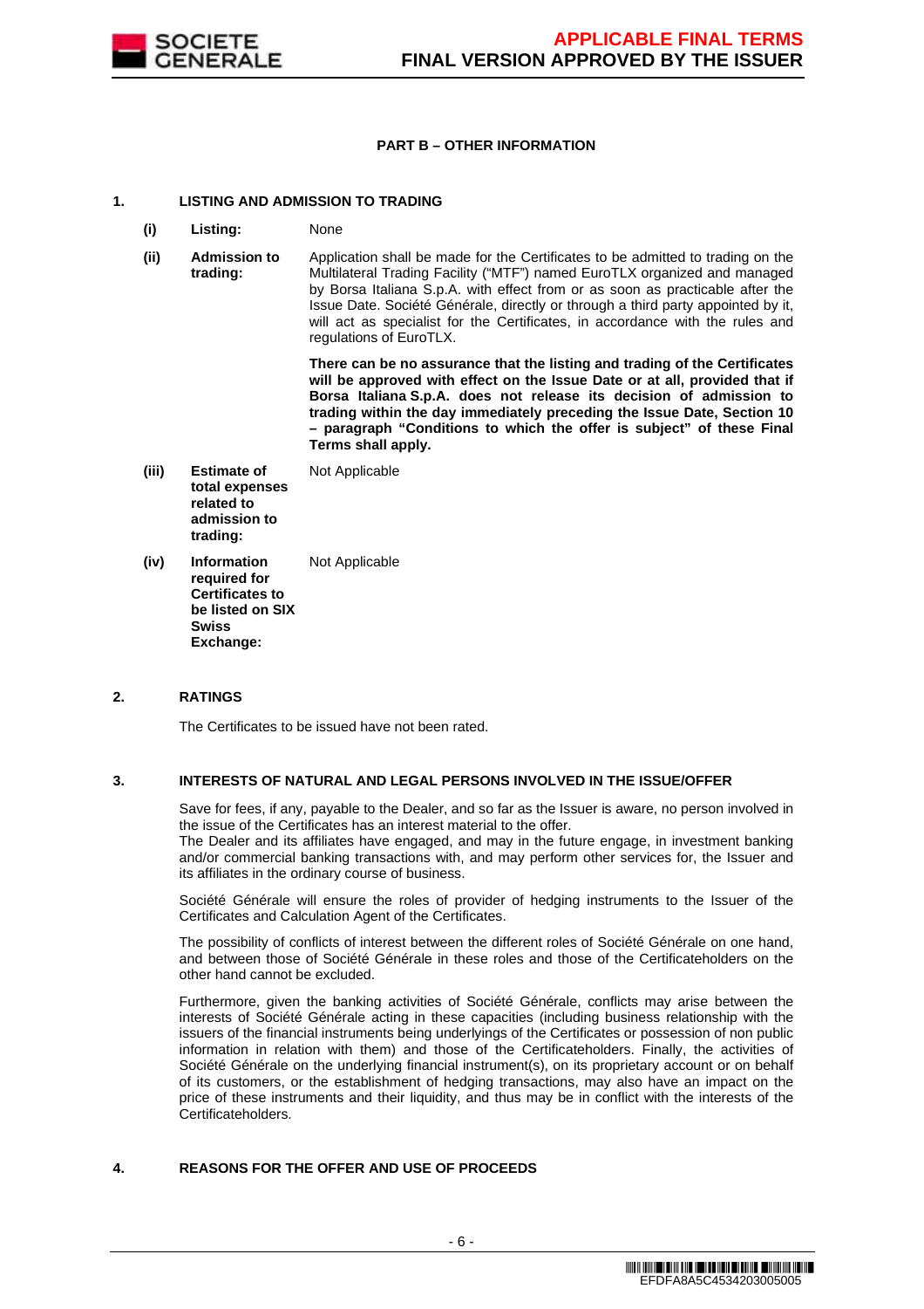## PART B – OTHER INFORMATION

### 1. LISTING AND ADMISSION TO TRADING

**(i) Listing:** None

**(ii) Admission to trading:** Application shall be made for the Certificates to be admitted to trading on the Multilateral Trading Facility ("MTF") named EuroTLX organized and managed by Borsa Italiana S.p.A. with effect from or as soon as practicable after the Issue Date. Société Générale, directly or through a third party appointed by it, will act as specialist for the Certificates, in accordance with the rules and regulations of EuroTLX.

**There can be no assurance that the listing and trading of the Certificates will be approved with effect on the Issue Date or at all, provided that if Borsa Italiana S.p.A. does not release its decision of admission to trading within the day immediately preceding the Issue Date, Section 10 – paragraph "Conditions to which the offer is subject" of these Final Terms shall apply.**

**(iii) Estimate of total expenses related to admission to trading:** Not Applicable

**(iv) Information required for Certificates to be listed on SIX Swiss Exchange:** Not Applicable

### 2. RATINGS

The Certificates to be issued have not been rated.

### 3. INTERESTS OF NATURAL AND LEGAL PERSONS INVOLVED IN THE ISSUE/OFFER

Save for fees, if any, payable to the Dealer, and so far as the Issuer is aware, no person involved in the issue of the Certificates has an interest material to the offer.
The Dealer and its affiliates have engaged, and may in the future engage, in investment banking and/or commercial banking transactions with, and may perform other services for, the Issuer and its affiliates in the ordinary course of business.

Société Générale will ensure the roles of provider of hedging instruments to the Issuer of the Certificates and Calculation Agent of the Certificates.

The possibility of conflicts of interest between the different roles of Société Générale on one hand, and between those of Société Générale in these roles and those of the Certificateholders on the other hand cannot be excluded.

Furthermore, given the banking activities of Société Générale, conflicts may arise between the interests of Société Générale acting in these capacities (including business relationship with the issuers of the financial instruments being underlyings of the Certificates or possession of non public information in relation with them) and those of the Certificateholders. Finally, the activities of Société Générale on the underlying financial instrument(s), on its proprietary account or on behalf of its customers, or the establishment of hedging transactions, may also have an impact on the price of these instruments and their liquidity, and thus may be in conflict with the interests of the Certificateholders.

### 4. REASONS FOR THE OFFER AND USE OF PROCEEDS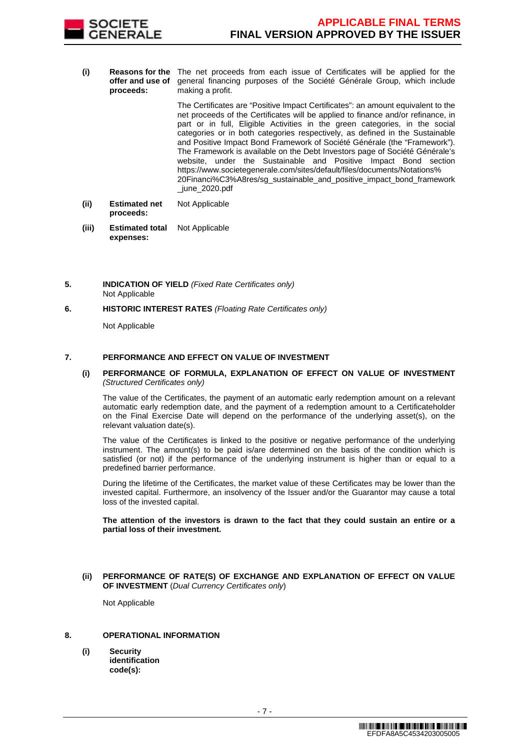**(i) Reasons for the offer and use of proceeds:** The net proceeds from each issue of Certificates will be applied for the general financing purposes of the Société Générale Group, which include making a profit.

The Certificates are "Positive Impact Certificates": an amount equivalent to the net proceeds of the Certificates will be applied to finance and/or refinance, in part or in full, Eligible Activities in the green categories, in the social categories or in both categories respectively, as defined in the Sustainable and Positive Impact Bond Framework of Société Générale (the "Framework"). The Framework is available on the Debt Investors page of Société Générale's website, under the Sustainable and Positive Impact Bond section https://www.societegenerale.com/sites/default/files/documents/Notations%20Financi%C3%A8res/sg_sustainable_and_positive_impact_bond_framework_june_2020.pdf

**(ii) Estimated net proceeds:** Not Applicable

**(iii) Estimated total expenses:** Not Applicable

**5. INDICATION OF YIELD** *(Fixed Rate Certificates only)*

Not Applicable

**6. HISTORIC INTEREST RATES** *(Floating Rate Certificates only)*

Not Applicable

**7. PERFORMANCE AND EFFECT ON VALUE OF INVESTMENT**

**(i) PERFORMANCE OF FORMULA, EXPLANATION OF EFFECT ON VALUE OF INVESTMENT** *(Structured Certificates only)*

The value of the Certificates, the payment of an automatic early redemption amount on a relevant automatic early redemption date, and the payment of a redemption amount to a Certificateholder on the Final Exercise Date will depend on the performance of the underlying asset(s), on the relevant valuation date(s).

The value of the Certificates is linked to the positive or negative performance of the underlying instrument. The amount(s) to be paid is/are determined on the basis of the condition which is satisfied (or not) if the performance of the underlying instrument is higher than or equal to a predefined barrier performance.

During the lifetime of the Certificates, the market value of these Certificates may be lower than the invested capital. Furthermore, an insolvency of the Issuer and/or the Guarantor may cause a total loss of the invested capital.

**The attention of the investors is drawn to the fact that they could sustain an entire or a partial loss of their investment.**

**(ii) PERFORMANCE OF RATE(S) OF EXCHANGE AND EXPLANATION OF EFFECT ON VALUE OF INVESTMENT** (*Dual Currency Certificates only*)

Not Applicable

**8. OPERATIONAL INFORMATION**

**(i) Security identification code(s):**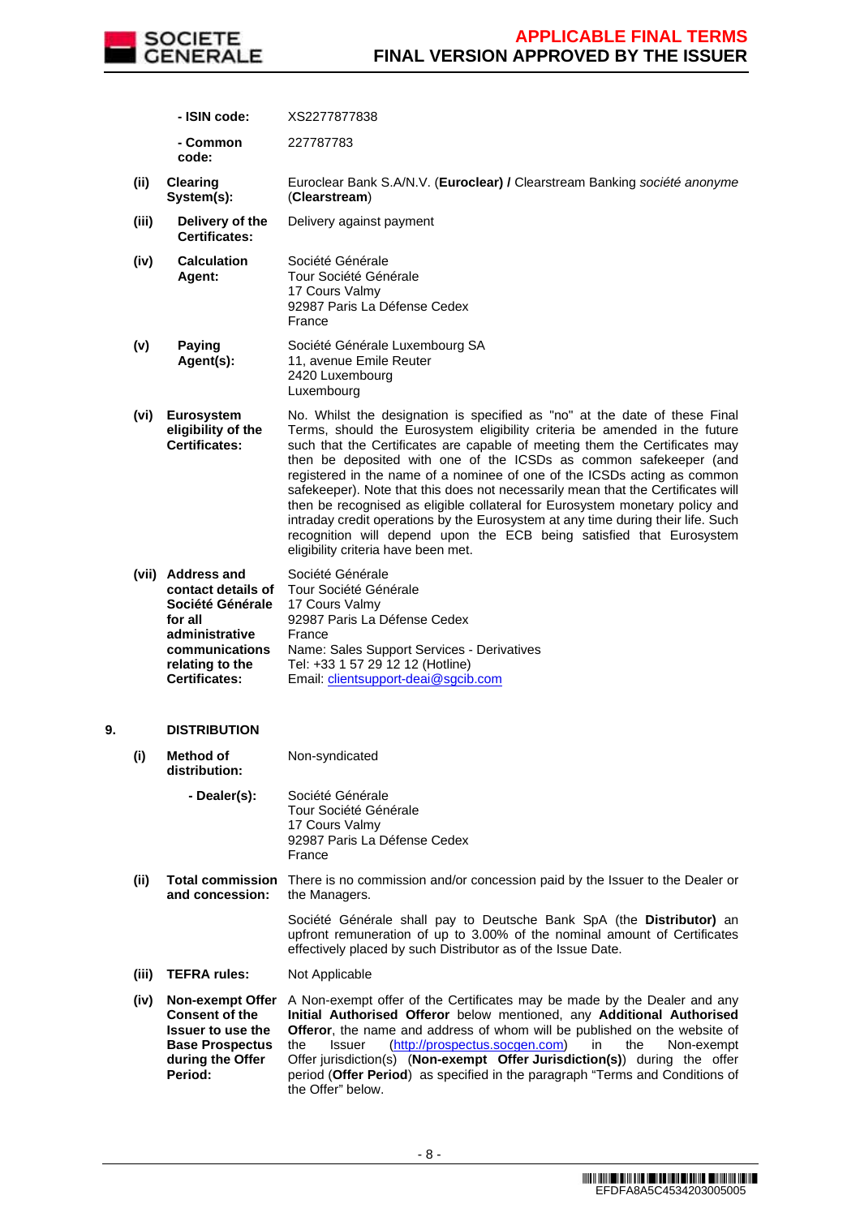| | | |
|---|---|---|
| | **- ISIN code:** | XS2277877838 |
| | **- Common code:** | 227787783 |
| **(ii)** | **Clearing System(s):** | Euroclear Bank S.A/N.V. (**Euroclear) /** Clearstream Banking *société anonyme* (**Clearstream**) |
| **(iii)** | **Delivery of the Certificates:** | Delivery against payment |
| **(iv)** | **Calculation Agent:** | Société Générale<br>Tour Société Générale<br>17 Cours Valmy<br>92987 Paris La Défense Cedex<br>France |
| **(v)** | **Paying Agent(s):** | Société Générale Luxembourg SA<br>11, avenue Emile Reuter<br>2420 Luxembourg<br>Luxembourg |
| **(vi)** | **Eurosystem eligibility of the Certificates:** | No. Whilst the designation is specified as "no" at the date of these Final Terms, should the Eurosystem eligibility criteria be amended in the future such that the Certificates are capable of meeting them the Certificates may then be deposited with one of the ICSDs as common safekeeper (and registered in the name of a nominee of one of the ICSDs acting as common safekeeper). Note that this does not necessarily mean that the Certificates will then be recognised as eligible collateral for Eurosystem monetary policy and intraday credit operations by the Eurosystem at any time during their life. Such recognition will depend upon the ECB being satisfied that Eurosystem eligibility criteria have been met. |
| **(vii)** | **Address and contact details of Société Générale for all administrative communications relating to the Certificates:** | Société Générale<br>Tour Société Générale<br>17 Cours Valmy<br>92987 Paris La Défense Cedex<br>France<br>Name: Sales Support Services - Derivatives<br>Tel: +33 1 57 29 12 12 (Hotline)<br>Email: clientsupport-deai@sgcib.com |

## 9. DISTRIBUTION

| | | |
|---|---|---|
| **(i)** | **Method of distribution:** | Non-syndicated |
| | **- Dealer(s):** | Société Générale<br>Tour Société Générale<br>17 Cours Valmy<br>92987 Paris La Défense Cedex<br>France |
| **(ii)** | **Total commission and concession:** | There is no commission and/or concession paid by the Issuer to the Dealer or the Managers.<br><br>Société Générale shall pay to Deutsche Bank SpA (the **Distributor)** an upfront remuneration of up to 3.00% of the nominal amount of Certificates effectively placed by such Distributor as of the Issue Date. |
| **(iii)** | **TEFRA rules:** | Not Applicable |
| **(iv)** | **Non-exempt Offer Consent of the Issuer to use the Base Prospectus during the Offer Period:** | A Non-exempt offer of the Certificates may be made by the Dealer and any **Initial Authorised Offeror** below mentioned, any **Additional Authorised Offeror**, the name and address of whom will be published on the website of the Issuer (http://prospectus.socgen.com) in the Non-exempt Offer jurisdiction(s) (**Non-exempt Offer Jurisdiction(s)**) during the offer period (**Offer Period**) as specified in the paragraph "Terms and Conditions of the Offer" below. |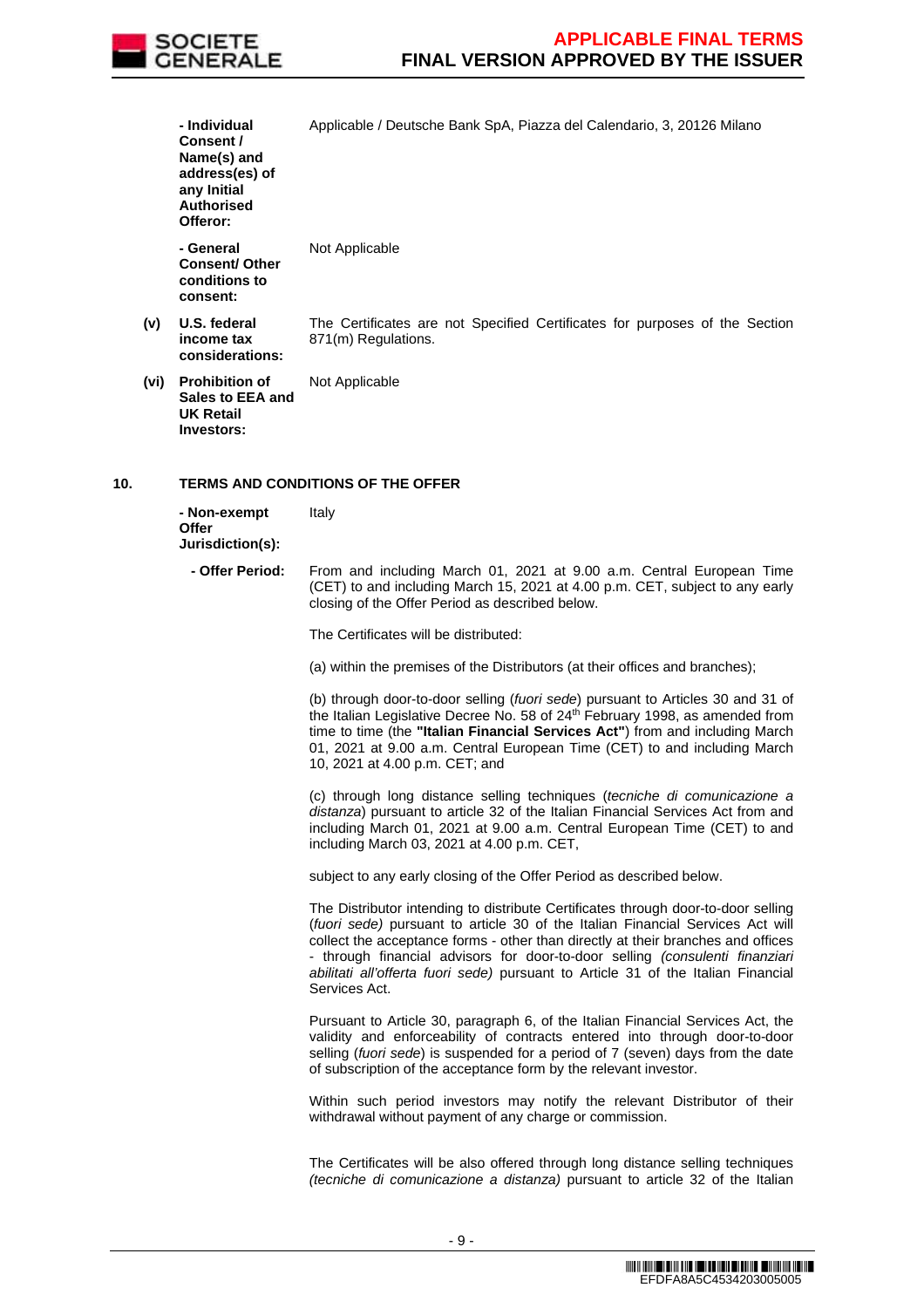| | | |
|---|---|---|
| | **- Individual Consent / Name(s) and address(es) of any Initial Authorised Offeror:** | Applicable / Deutsche Bank SpA, Piazza del Calendario, 3, 20126 Milano |
| | **- General Consent/ Other conditions to consent:** | Not Applicable |
| **(v)** | **U.S. federal income tax considerations:** | The Certificates are not Specified Certificates for purposes of the Section 871(m) Regulations. |
| **(vi)** | **Prohibition of Sales to EEA and UK Retail Investors:** | Not Applicable |

**10. TERMS AND CONDITIONS OF THE OFFER**

**- Non-exempt Offer Jurisdiction(s):** Italy

**- Offer Period:** From and including March 01, 2021 at 9.00 a.m. Central European Time (CET) to and including March 15, 2021 at 4.00 p.m. CET, subject to any early closing of the Offer Period as described below.

The Certificates will be distributed:

(a) within the premises of the Distributors (at their offices and branches);

(b) through door-to-door selling (*fuori sede*) pursuant to Articles 30 and 31 of the Italian Legislative Decree No. 58 of 24th February 1998, as amended from time to time (the **"Italian Financial Services Act"**) from and including March 01, 2021 at 9.00 a.m. Central European Time (CET) to and including March 10, 2021 at 4.00 p.m. CET; and

(c) through long distance selling techniques (*tecniche di comunicazione a distanza*) pursuant to article 32 of the Italian Financial Services Act from and including March 01, 2021 at 9.00 a.m. Central European Time (CET) to and including March 03, 2021 at 4.00 p.m. CET,

subject to any early closing of the Offer Period as described below.

The Distributor intending to distribute Certificates through door-to-door selling (*fuori sede)* pursuant to article 30 of the Italian Financial Services Act will collect the acceptance forms - other than directly at their branches and offices - through financial advisors for door-to-door selling *(consulenti finanziari abilitati all'offerta fuori sede)* pursuant to Article 31 of the Italian Financial Services Act.

Pursuant to Article 30, paragraph 6, of the Italian Financial Services Act, the validity and enforceability of contracts entered into through door-to-door selling (*fuori sede*) is suspended for a period of 7 (seven) days from the date of subscription of the acceptance form by the relevant investor.

Within such period investors may notify the relevant Distributor of their withdrawal without payment of any charge or commission.

The Certificates will be also offered through long distance selling techniques *(tecniche di comunicazione a distanza)* pursuant to article 32 of the Italian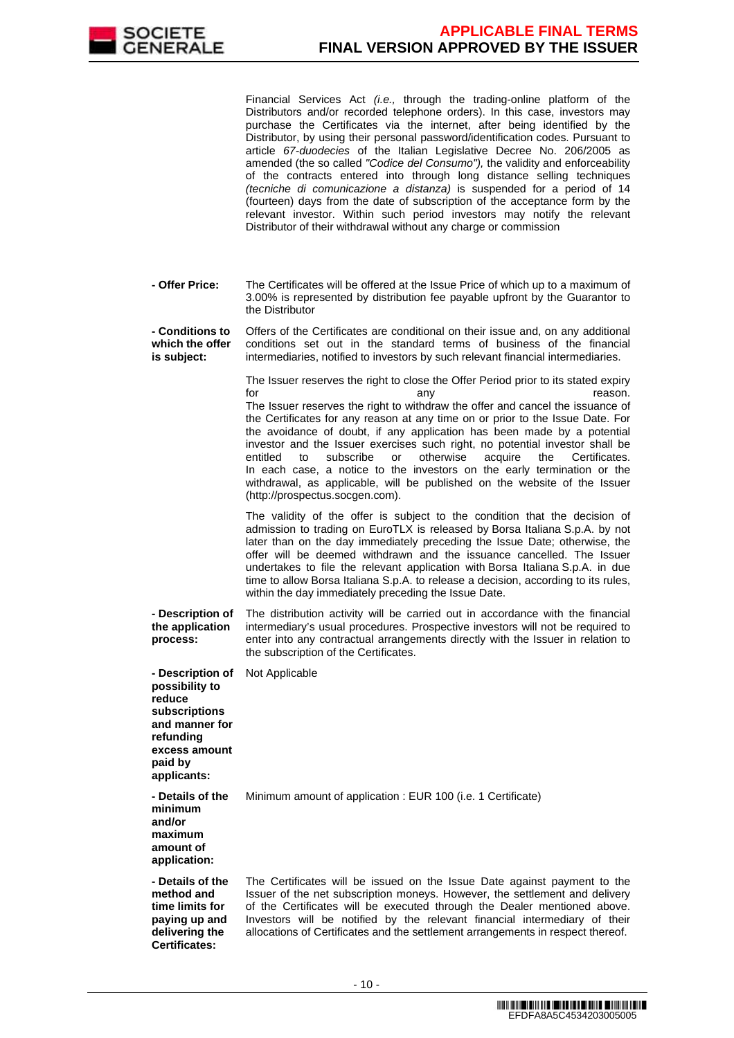| | |
|---|---|
| | Financial Services Act *(i.e.,* through the trading-online platform of the Distributors and/or recorded telephone orders). In this case, investors may purchase the Certificates via the internet, after being identified by the Distributor, by using their personal password/identification codes. Pursuant to article *67-duodecies* of the Italian Legislative Decree No. 206/2005 as amended (the so called *"Codice del Consumo"),* the validity and enforceability of the contracts entered into through long distance selling techniques *(tecniche di comunicazione a distanza)* is suspended for a period of 14 (fourteen) days from the date of subscription of the acceptance form by the relevant investor. Within such period investors may notify the relevant Distributor of their withdrawal without any charge or commission |
| **- Offer Price:** | The Certificates will be offered at the Issue Price of which up to a maximum of 3.00% is represented by distribution fee payable upfront by the Guarantor to the Distributor |
| **- Conditions to which the offer is subject:** | Offers of the Certificates are conditional on their issue and, on any additional conditions set out in the standard terms of business of the financial intermediaries, notified to investors by such relevant financial intermediaries.<br><br>The Issuer reserves the right to close the Offer Period prior to its stated expiry for any reason.<br>The Issuer reserves the right to withdraw the offer and cancel the issuance of the Certificates for any reason at any time on or prior to the Issue Date. For the avoidance of doubt, if any application has been made by a potential investor and the Issuer exercises such right, no potential investor shall be entitled to subscribe or otherwise acquire the Certificates.<br>In each case, a notice to the investors on the early termination or the withdrawal, as applicable, will be published on the website of the Issuer (http://prospectus.socgen.com).<br><br>The validity of the offer is subject to the condition that the decision of admission to trading on EuroTLX is released by Borsa Italiana S.p.A. by not later than on the day immediately preceding the Issue Date; otherwise, the offer will be deemed withdrawn and the issuance cancelled. The Issuer undertakes to file the relevant application with Borsa Italiana S.p.A. in due time to allow Borsa Italiana S.p.A. to release a decision, according to its rules, within the day immediately preceding the Issue Date. |
| **- Description of the application process:** | The distribution activity will be carried out in accordance with the financial intermediary's usual procedures. Prospective investors will not be required to enter into any contractual arrangements directly with the Issuer in relation to the subscription of the Certificates. |
| **- Description of possibility to reduce subscriptions and manner for refunding excess amount paid by applicants:** | Not Applicable |
| **- Details of the minimum and/or maximum amount of application:** | Minimum amount of application : EUR 100 (i.e. 1 Certificate) |
| **- Details of the method and time limits for paying up and delivering the Certificates:** | The Certificates will be issued on the Issue Date against payment to the Issuer of the net subscription moneys. However, the settlement and delivery of the Certificates will be executed through the Dealer mentioned above. Investors will be notified by the relevant financial intermediary of their allocations of Certificates and the settlement arrangements in respect thereof. |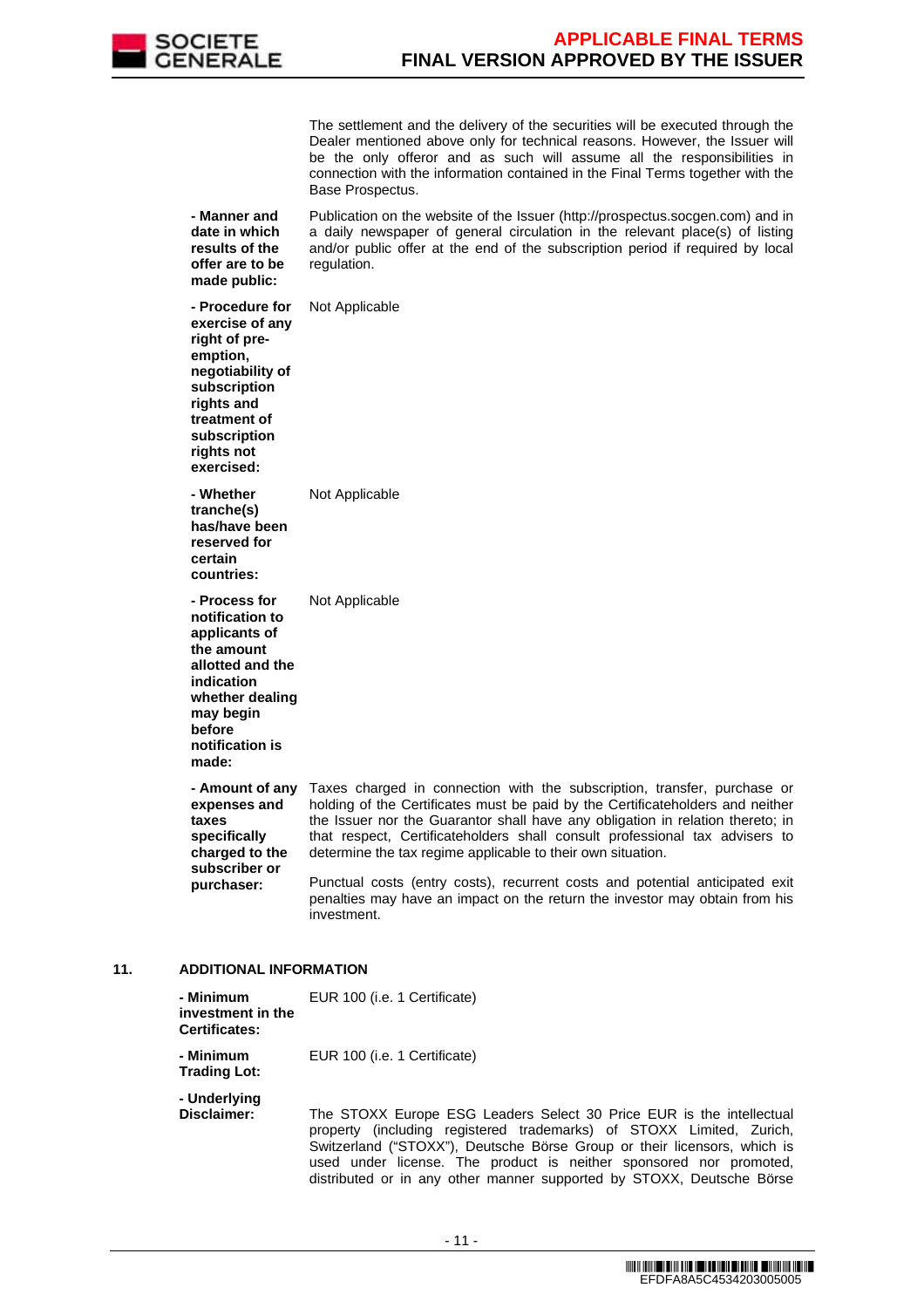| | |
|---|---|
| | The settlement and the delivery of the securities will be executed through the Dealer mentioned above only for technical reasons. However, the Issuer will be the only offeror and as such will assume all the responsibilities in connection with the information contained in the Final Terms together with the Base Prospectus. |
| **- Manner and date in which results of the offer are to be made public:** | Publication on the website of the Issuer (http://prospectus.socgen.com) and in a daily newspaper of general circulation in the relevant place(s) of listing and/or public offer at the end of the subscription period if required by local regulation. |
| **- Procedure for exercise of any right of pre-emption, negotiability of subscription rights and treatment of subscription rights not exercised:** | Not Applicable |
| **- Whether tranche(s) has/have been reserved for certain countries:** | Not Applicable |
| **- Process for notification to applicants of the amount allotted and the indication whether dealing may begin before notification is made:** | Not Applicable |
| **- Amount of any expenses and taxes specifically charged to the subscriber or purchaser:** | Taxes charged in connection with the subscription, transfer, purchase or holding of the Certificates must be paid by the Certificateholders and neither the Issuer nor the Guarantor shall have any obligation in relation thereto; in that respect, Certificateholders shall consult professional tax advisers to determine the tax regime applicable to their own situation.<br><br>Punctual costs (entry costs), recurrent costs and potential anticipated exit penalties may have an impact on the return the investor may obtain from his investment. |

## 11. ADDITIONAL INFORMATION

| | |
|---|---|
| **- Minimum investment in the Certificates:** | EUR 100 (i.e. 1 Certificate) |
| **- Minimum Trading Lot:** | EUR 100 (i.e. 1 Certificate) |
| **- Underlying Disclaimer:** | The STOXX Europe ESG Leaders Select 30 Price EUR is the intellectual property (including registered trademarks) of STOXX Limited, Zurich, Switzerland ("STOXX"), Deutsche Börse Group or their licensors, which is used under license. The product is neither sponsored nor promoted, distributed or in any other manner supported by STOXX, Deutsche Börse |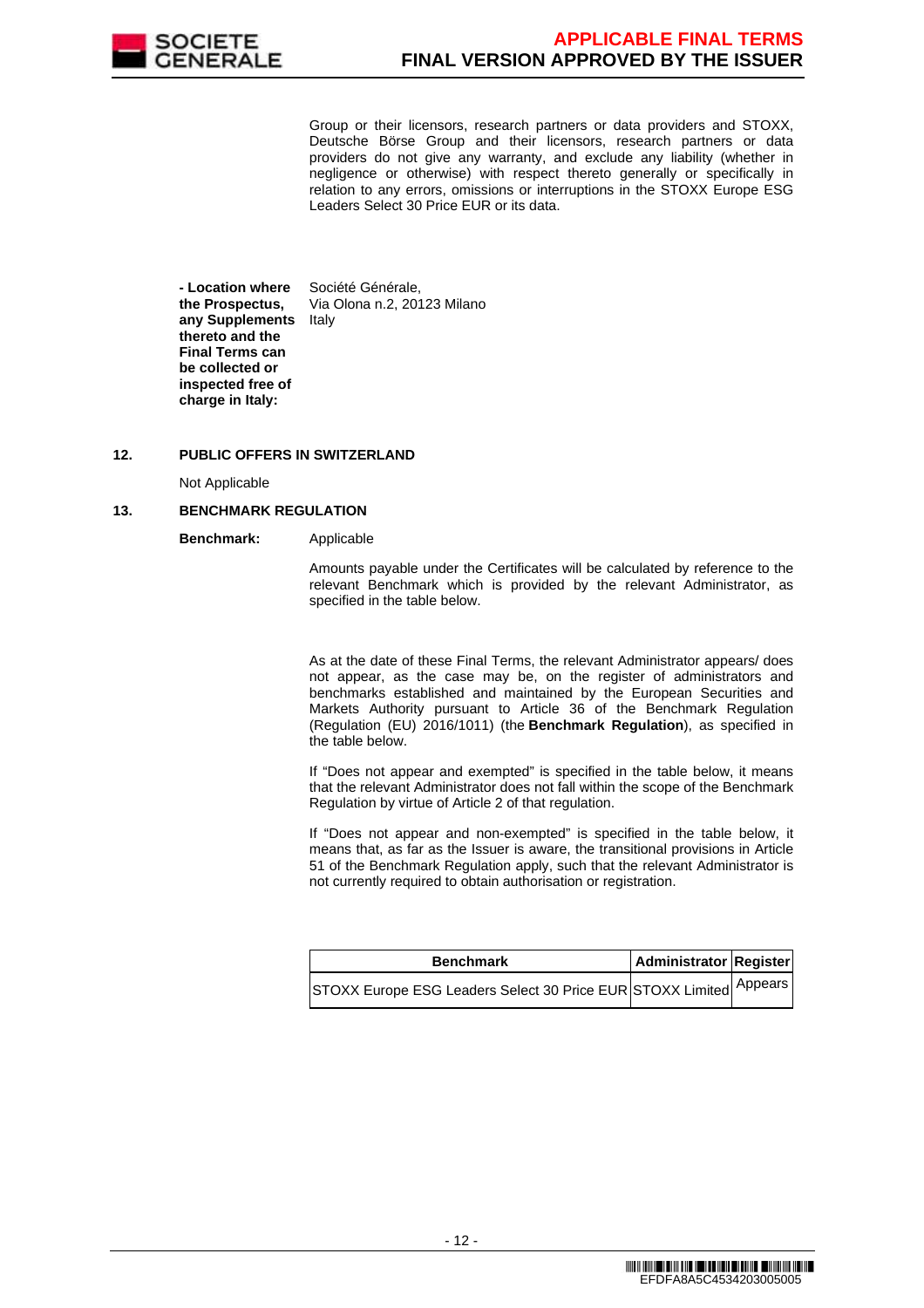Group or their licensors, research partners or data providers and STOXX, Deutsche Börse Group and their licensors, research partners or data providers do not give any warranty, and exclude any liability (whether in negligence or otherwise) with respect thereto generally or specifically in relation to any errors, omissions or interruptions in the STOXX Europe ESG Leaders Select 30 Price EUR or its data.

**- Location where the Prospectus, any Supplements thereto and the Final Terms can be collected or inspected free of charge in Italy:** Société Générale, Via Olona n.2, 20123 Milano Italy

## 12. PUBLIC OFFERS IN SWITZERLAND

Not Applicable

## 13. BENCHMARK REGULATION

**Benchmark:** Applicable

Amounts payable under the Certificates will be calculated by reference to the relevant Benchmark which is provided by the relevant Administrator, as specified in the table below.

As at the date of these Final Terms, the relevant Administrator appears/ does not appear, as the case may be, on the register of administrators and benchmarks established and maintained by the European Securities and Markets Authority pursuant to Article 36 of the Benchmark Regulation (Regulation (EU) 2016/1011) (the **Benchmark Regulation**), as specified in the table below.

If "Does not appear and exempted" is specified in the table below, it means that the relevant Administrator does not fall within the scope of the Benchmark Regulation by virtue of Article 2 of that regulation.

If "Does not appear and non-exempted" is specified in the table below, it means that, as far as the Issuer is aware, the transitional provisions in Article 51 of the Benchmark Regulation apply, such that the relevant Administrator is not currently required to obtain authorisation or registration.

| Benchmark | Administrator | Register |
|---|---|---|
| STOXX Europe ESG Leaders Select 30 Price EUR | STOXX Limited | Appears |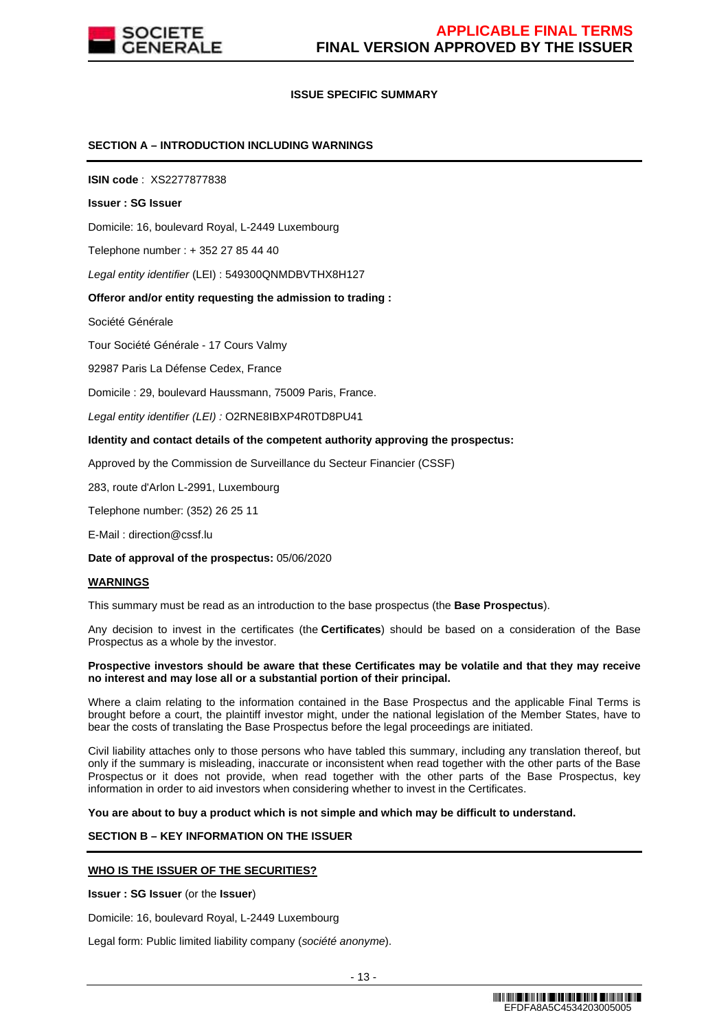## ISSUE SPECIFIC SUMMARY

### SECTION A – INTRODUCTION INCLUDING WARNINGS

**ISIN code** : XS2277877838

**Issuer : SG Issuer**

Domicile: 16, boulevard Royal, L-2449 Luxembourg

Telephone number : + 352 27 85 44 40

*Legal entity identifier* (LEI) : 549300QNMDBVTHX8H127

**Offeror and/or entity requesting the admission to trading :**

Société Générale

Tour Société Générale - 17 Cours Valmy

92987 Paris La Défense Cedex, France

Domicile : 29, boulevard Haussmann, 75009 Paris, France.

*Legal entity identifier (LEI) :* O2RNE8IBXP4R0TD8PU41

**Identity and contact details of the competent authority approving the prospectus:**

Approved by the Commission de Surveillance du Secteur Financier (CSSF)

283, route d'Arlon L-2991, Luxembourg

Telephone number: (352) 26 25 11

E-Mail : direction@cssf.lu

**Date of approval of the prospectus:** 05/06/2020

**WARNINGS**

This summary must be read as an introduction to the base prospectus (the **Base Prospectus**).

Any decision to invest in the certificates (the **Certificates**) should be based on a consideration of the Base Prospectus as a whole by the investor.

**Prospective investors should be aware that these Certificates may be volatile and that they may receive no interest and may lose all or a substantial portion of their principal.**

Where a claim relating to the information contained in the Base Prospectus and the applicable Final Terms is brought before a court, the plaintiff investor might, under the national legislation of the Member States, have to bear the costs of translating the Base Prospectus before the legal proceedings are initiated.

Civil liability attaches only to those persons who have tabled this summary, including any translation thereof, but only if the summary is misleading, inaccurate or inconsistent when read together with the other parts of the Base Prospectus or it does not provide, when read together with the other parts of the Base Prospectus, key information in order to aid investors when considering whether to invest in the Certificates.

**You are about to buy a product which is not simple and which may be difficult to understand.**

### SECTION B – KEY INFORMATION ON THE ISSUER

**WHO IS THE ISSUER OF THE SECURITIES?**

**Issuer : SG Issuer** (or the **Issuer**)

Domicile: 16, boulevard Royal, L-2449 Luxembourg

Legal form: Public limited liability company (*société anonyme*).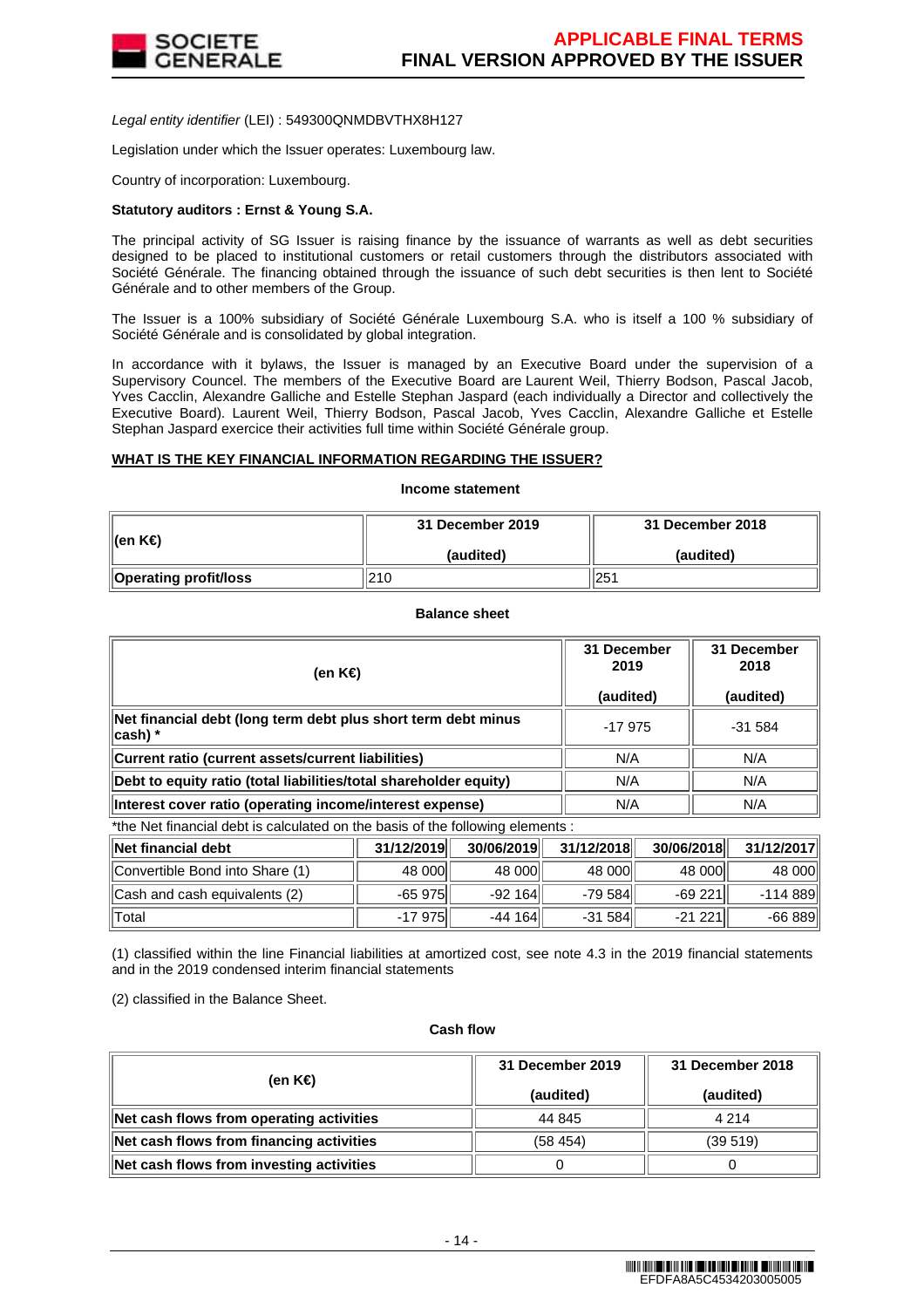*Legal entity identifier* (LEI) : 549300QNMDBVTHX8H127

Legislation under which the Issuer operates: Luxembourg law.

Country of incorporation: Luxembourg.

**Statutory auditors : Ernst & Young S.A.**

The principal activity of SG Issuer is raising finance by the issuance of warrants as well as debt securities designed to be placed to institutional customers or retail customers through the distributors associated with Société Générale. The financing obtained through the issuance of such debt securities is then lent to Société Générale and to other members of the Group.

The Issuer is a 100% subsidiary of Société Générale Luxembourg S.A. who is itself a 100 % subsidiary of Société Générale and is consolidated by global integration.

In accordance with it bylaws, the Issuer is managed by an Executive Board under the supervision of a Supervisory Councel. The members of the Executive Board are Laurent Weil, Thierry Bodson, Pascal Jacob, Yves Cacclin, Alexandre Galliche and Estelle Stephan Jaspard (each individually a Director and collectively the Executive Board). Laurent Weil, Thierry Bodson, Pascal Jacob, Yves Cacclin, Alexandre Galliche et Estelle Stephan Jaspard exercice their activities full time within Société Générale group.

**WHAT IS THE KEY FINANCIAL INFORMATION REGARDING THE ISSUER?**

**Income statement**

| (en K€) | 31 December 2019 (audited) | 31 December 2018 (audited) |
|---|---|---|
| **Operating profit/loss** | 210 | 251 |

**Balance sheet**

| (en K€) | 31 December 2019 (audited) | 31 December 2018 (audited) |
|---|---|---|
| **Net financial debt (long term debt plus short term debt minus cash) *** | -17 975 | -31 584 |
| **Current ratio (current assets/current liabilities)** | N/A | N/A |
| **Debt to equity ratio (total liabilities/total shareholder equity)** | N/A | N/A |
| **Interest cover ratio (operating income/interest expense)** | N/A | N/A |

*the Net financial debt is calculated on the basis of the following elements :

| Net financial debt | 31/12/2019 | 30/06/2019 | 31/12/2018 | 30/06/2018 | 31/12/2017 |
|---|---|---|---|---|---|
| Convertible Bond into Share (1) | 48 000 | 48 000 | 48 000 | 48 000 | 48 000 |
| Cash and cash equivalents (2) | -65 975 | -92 164 | -79 584 | -69 221 | -114 889 |
| Total | -17 975 | -44 164 | -31 584 | -21 221 | -66 889 |

(1) classified within the line Financial liabilities at amortized cost, see note 4.3 in the 2019 financial statements and in the 2019 condensed interim financial statements

(2) classified in the Balance Sheet.

**Cash flow**

| (en K€) | 31 December 2019 (audited) | 31 December 2018 (audited) |
|---|---|---|
| **Net cash flows from operating activities** | 44 845 | 4 214 |
| **Net cash flows from financing activities** | (58 454) | (39 519) |
| **Net cash flows from investing activities** | 0 | 0 |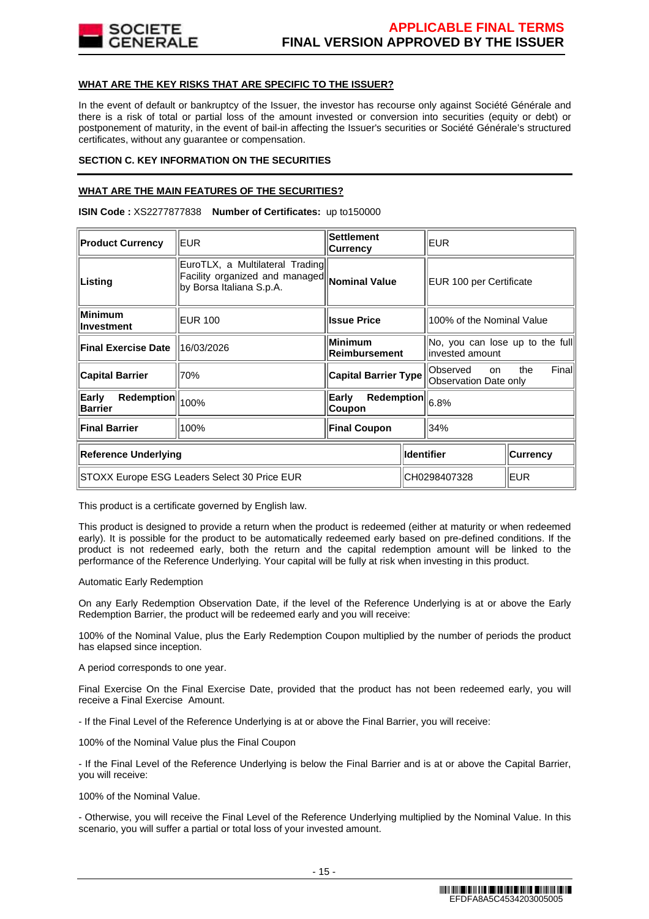### WHAT ARE THE KEY RISKS THAT ARE SPECIFIC TO THE ISSUER?

In the event of default or bankruptcy of the Issuer, the investor has recourse only against Société Générale and there is a risk of total or partial loss of the amount invested or conversion into securities (equity or debt) or postponement of maturity, in the event of bail-in affecting the Issuer's securities or Société Générale's structured certificates, without any guarantee or compensation.

### SECTION C. KEY INFORMATION ON THE SECURITIES

### WHAT ARE THE MAIN FEATURES OF THE SECURITIES?

**ISIN Code :** XS2277877838 **Number of Certificates:** up to150000

| **Product Currency** | EUR | **Settlement Currency** | EUR |
|---|---|---|---|
| **Listing** | EuroTLX, a Multilateral Trading Facility organized and managed by Borsa Italiana S.p.A. | **Nominal Value** | EUR 100 per Certificate |
| **Minimum Investment** | EUR 100 | **Issue Price** | 100% of the Nominal Value |
| **Final Exercise Date** | 16/03/2026 | **Minimum Reimbursement** | No, you can lose up to the full invested amount |
| **Capital Barrier** | 70% | **Capital Barrier Type** | Observed on the Final Observation Date only |
| **Early Redemption Barrier** | 100% | **Early Redemption Coupon** | 6.8% |
| **Final Barrier** | 100% | **Final Coupon** | 34% |

| **Reference Underlying** | **Identifier** | **Currency** |
|---|---|---|
| STOXX Europe ESG Leaders Select 30 Price EUR | CH0298407328 | EUR |

This product is a certificate governed by English law.

This product is designed to provide a return when the product is redeemed (either at maturity or when redeemed early). It is possible for the product to be automatically redeemed early based on pre-defined conditions. If the product is not redeemed early, both the return and the capital redemption amount will be linked to the performance of the Reference Underlying. Your capital will be fully at risk when investing in this product.

Automatic Early Redemption

On any Early Redemption Observation Date, if the level of the Reference Underlying is at or above the Early Redemption Barrier, the product will be redeemed early and you will receive:

100% of the Nominal Value, plus the Early Redemption Coupon multiplied by the number of periods the product has elapsed since inception.

A period corresponds to one year.

Final Exercise On the Final Exercise Date, provided that the product has not been redeemed early, you will receive a Final Exercise Amount.

- If the Final Level of the Reference Underlying is at or above the Final Barrier, you will receive:

100% of the Nominal Value plus the Final Coupon

- If the Final Level of the Reference Underlying is below the Final Barrier and is at or above the Capital Barrier, you will receive:

100% of the Nominal Value.

- Otherwise, you will receive the Final Level of the Reference Underlying multiplied by the Nominal Value. In this scenario, you will suffer a partial or total loss of your invested amount.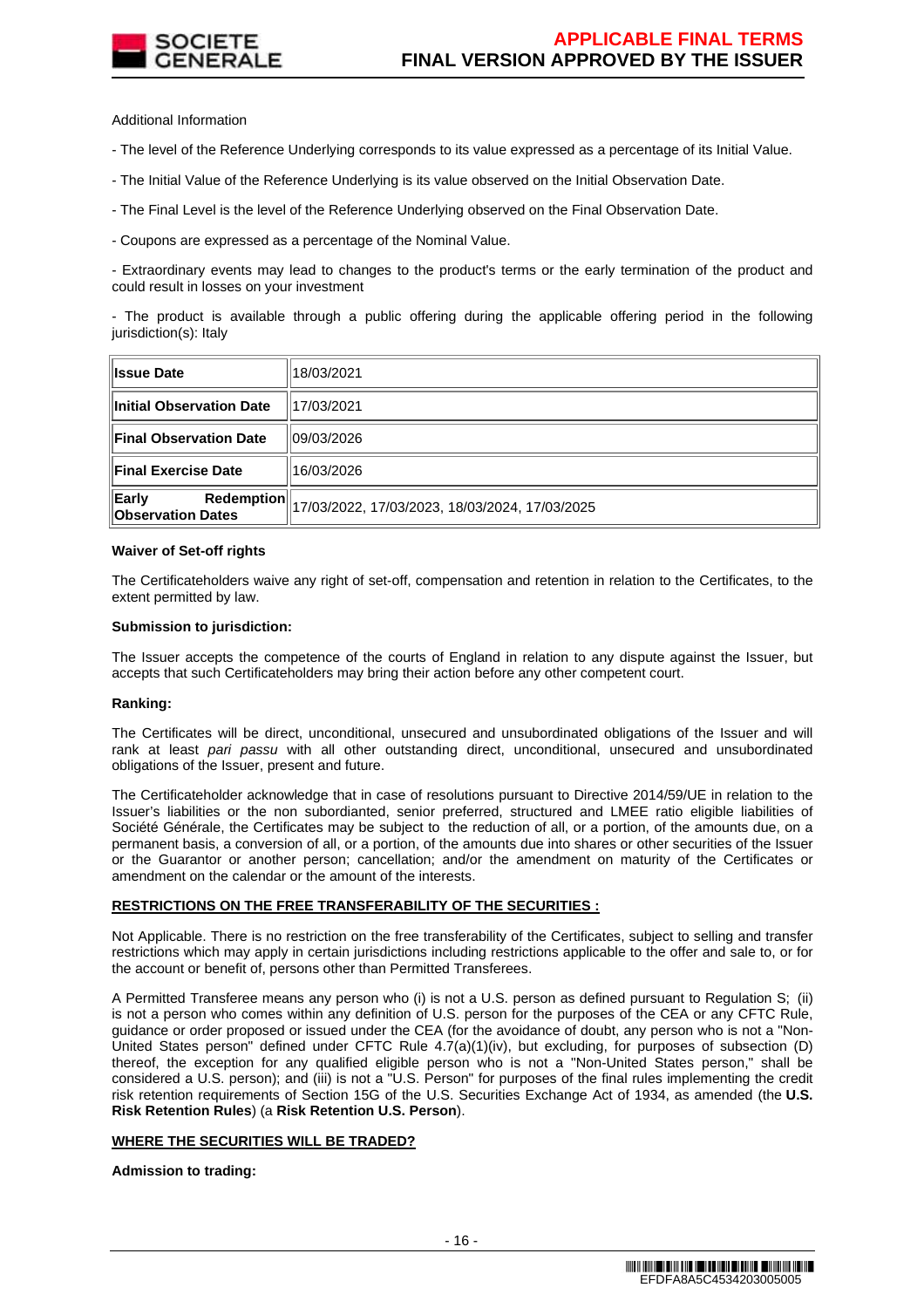Additional Information

- The level of the Reference Underlying corresponds to its value expressed as a percentage of its Initial Value.

- The Initial Value of the Reference Underlying is its value observed on the Initial Observation Date.

- The Final Level is the level of the Reference Underlying observed on the Final Observation Date.

- Coupons are expressed as a percentage of the Nominal Value.

- Extraordinary events may lead to changes to the product's terms or the early termination of the product and could result in losses on your investment

- The product is available through a public offering during the applicable offering period in the following jurisdiction(s): Italy

| | |
|---|---|
| **Issue Date** | 18/03/2021 |
| **Initial Observation Date** | 17/03/2021 |
| **Final Observation Date** | 09/03/2026 |
| **Final Exercise Date** | 16/03/2026 |
| **Early Redemption Observation Dates** | 17/03/2022, 17/03/2023, 18/03/2024, 17/03/2025 |

**Waiver of Set-off rights**

The Certificateholders waive any right of set-off, compensation and retention in relation to the Certificates, to the extent permitted by law.

**Submission to jurisdiction:**

The Issuer accepts the competence of the courts of England in relation to any dispute against the Issuer, but accepts that such Certificateholders may bring their action before any other competent court.

**Ranking:**

The Certificates will be direct, unconditional, unsecured and unsubordinated obligations of the Issuer and will rank at least *pari passu* with all other outstanding direct, unconditional, unsecured and unsubordinated obligations of the Issuer, present and future.

The Certificateholder acknowledge that in case of resolutions pursuant to Directive 2014/59/UE in relation to the Issuer's liabilities or the non subordianted, senior preferred, structured and LMEE ratio eligible liabilities of Société Générale, the Certificates may be subject to the reduction of all, or a portion, of the amounts due, on a permanent basis, a conversion of all, or a portion, of the amounts due into shares or other securities of the Issuer or the Guarantor or another person; cancellation; and/or the amendment on maturity of the Certificates or amendment on the calendar or the amount of the interests.

**RESTRICTIONS ON THE FREE TRANSFERABILITY OF THE SECURITIES :**

Not Applicable. There is no restriction on the free transferability of the Certificates, subject to selling and transfer restrictions which may apply in certain jurisdictions including restrictions applicable to the offer and sale to, or for the account or benefit of, persons other than Permitted Transferees.

A Permitted Transferee means any person who (i) is not a U.S. person as defined pursuant to Regulation S; (ii) is not a person who comes within any definition of U.S. person for the purposes of the CEA or any CFTC Rule, guidance or order proposed or issued under the CEA (for the avoidance of doubt, any person who is not a "Non-United States person" defined under CFTC Rule 4.7(a)(1)(iv), but excluding, for purposes of subsection (D) thereof, the exception for any qualified eligible person who is not a "Non-United States person," shall be considered a U.S. person); and (iii) is not a "U.S. Person" for purposes of the final rules implementing the credit risk retention requirements of Section 15G of the U.S. Securities Exchange Act of 1934, as amended (the **U.S. Risk Retention Rules**) (a **Risk Retention U.S. Person**).

**WHERE THE SECURITIES WILL BE TRADED?**

**Admission to trading:**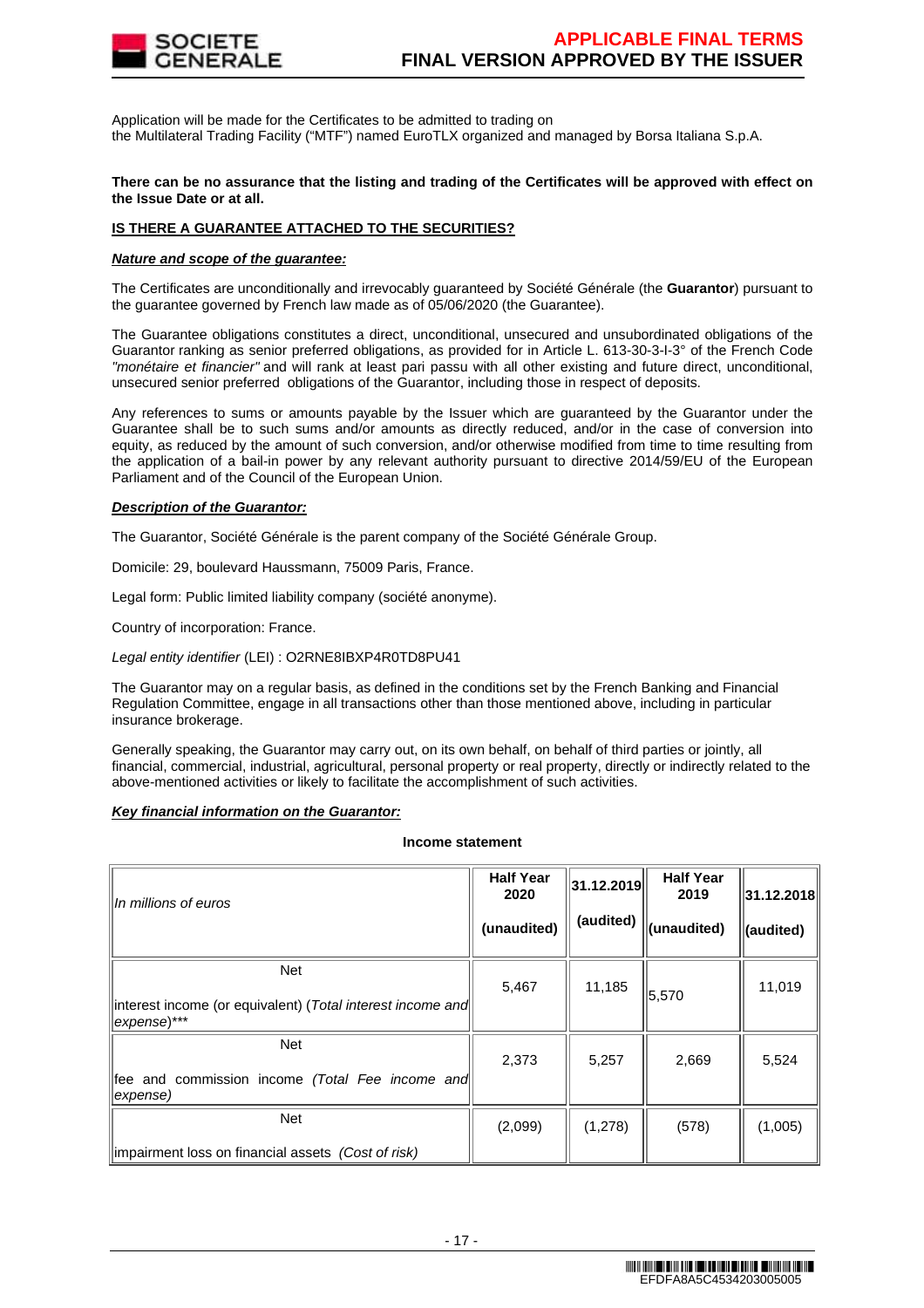Application will be made for the Certificates to be admitted to trading on
the Multilateral Trading Facility ("MTF") named EuroTLX organized and managed by Borsa Italiana S.p.A.

**There can be no assurance that the listing and trading of the Certificates will be approved with effect on the Issue Date or at all.**

**IS THERE A GUARANTEE ATTACHED TO THE SECURITIES?**

***Nature and scope of the guarantee:***

The Certificates are unconditionally and irrevocably guaranteed by Société Générale (the **Guarantor**) pursuant to the guarantee governed by French law made as of 05/06/2020 (the Guarantee).

The Guarantee obligations constitutes a direct, unconditional, unsecured and unsubordinated obligations of the Guarantor ranking as senior preferred obligations, as provided for in Article L. 613-30-3-I-3° of the French Code *"monétaire et financier"* and will rank at least pari passu with all other existing and future direct, unconditional, unsecured senior preferred obligations of the Guarantor, including those in respect of deposits.

Any references to sums or amounts payable by the Issuer which are guaranteed by the Guarantor under the Guarantee shall be to such sums and/or amounts as directly reduced, and/or in the case of conversion into equity, as reduced by the amount of such conversion, and/or otherwise modified from time to time resulting from the application of a bail-in power by any relevant authority pursuant to directive 2014/59/EU of the European Parliament and of the Council of the European Union.

***Description of the Guarantor:***

The Guarantor, Société Générale is the parent company of the Société Générale Group.

Domicile: 29, boulevard Haussmann, 75009 Paris, France.

Legal form: Public limited liability company (société anonyme).

Country of incorporation: France.

*Legal entity identifier* (LEI) : O2RNE8IBXP4R0TD8PU41

The Guarantor may on a regular basis, as defined in the conditions set by the French Banking and Financial Regulation Committee, engage in all transactions other than those mentioned above, including in particular insurance brokerage.

Generally speaking, the Guarantor may carry out, on its own behalf, on behalf of third parties or jointly, all financial, commercial, industrial, agricultural, personal property or real property, directly or indirectly related to the above-mentioned activities or likely to facilitate the accomplishment of such activities.

***Key financial information on the Guarantor:***

**Income statement**

| *In millions of euros* | **Half Year 2020** **(unaudited)** | **31.12.2019** **(audited)** | **Half Year 2019** **(unaudited)** | **31.12.2018** **(audited)** |
|---|---|---|---|---|
| Net interest income (or equivalent) (*Total interest income and expense*)*** | 5,467 | 11,185 | 5,570 | 11,019 |
| Net fee and commission income *(Total Fee income and expense)* | 2,373 | 5,257 | 2,669 | 5,524 |
| Net impairment loss on financial assets *(Cost of risk)* | (2,099) | (1,278) | (578) | (1,005) |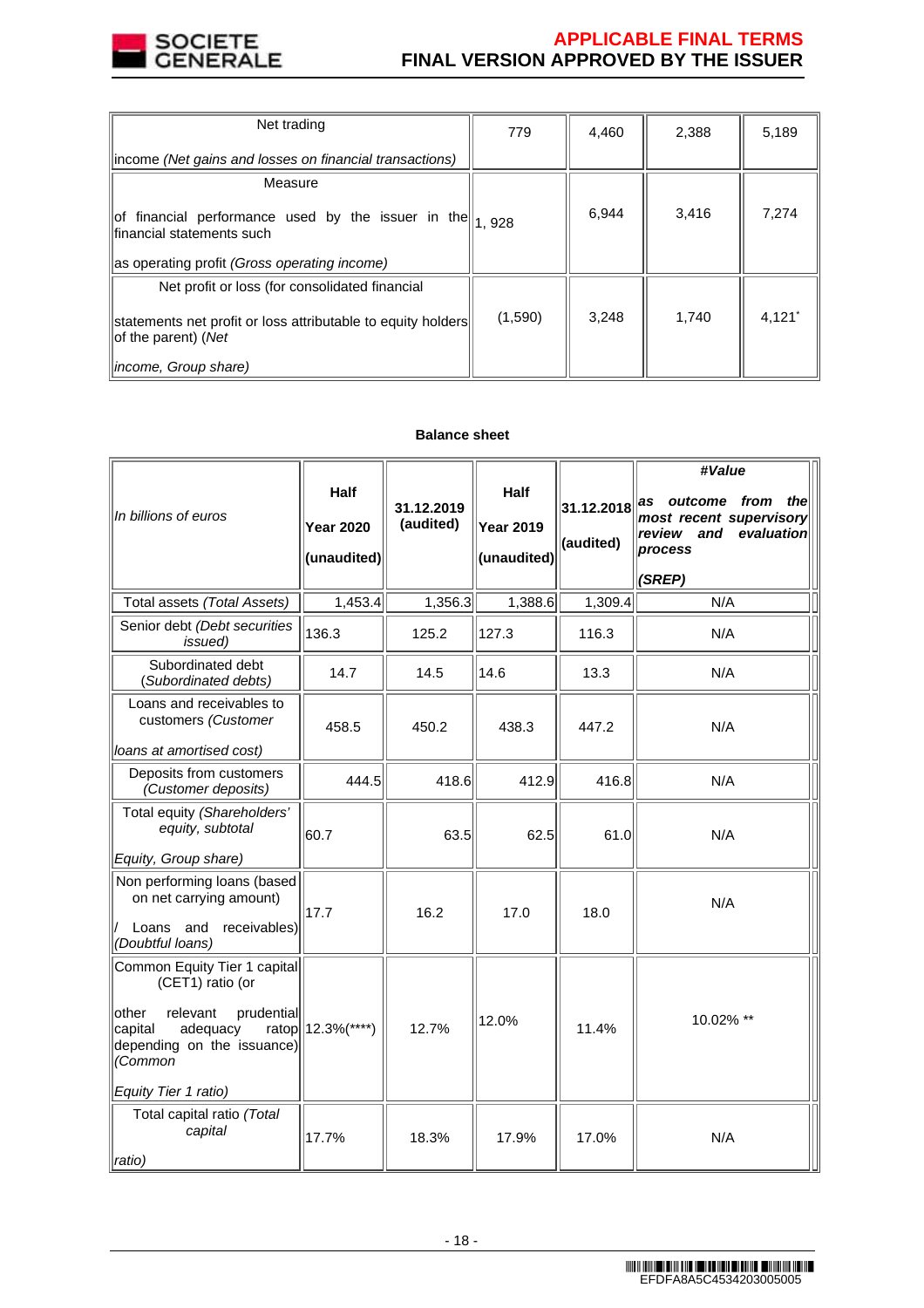| Net trading income *(Net gains and losses on financial transactions)* | 779 | 4,460 | 2,388 | 5,189 |
|---|---|---|---|---|
| Measure of financial performance used by the issuer in the financial statements such as operating profit *(Gross operating income)* | 1, 928 | 6,944 | 3,416 | 7,274 |
| Net profit or loss (for consolidated financial statements net profit or loss attributable to equity holders of the parent) *(Net income, Group share)* | (1,590) | 3,248 | 1,740 | 4,121* |

**Balance sheet**

| *In billions of euros* | **Half Year 2020 (unaudited)** | **31.12.2019 (audited)** | **Half Year 2019 (unaudited)** | **31.12.2018 (audited)** | ***#Value as outcome from the most recent supervisory review and evaluation process (SREP)*** |
|---|---|---|---|---|---|
| Total assets *(Total Assets)* | 1,453.4 | 1,356.3 | 1,388.6 | 1,309.4 | N/A |
| Senior debt *(Debt securities issued)* | 136.3 | 125.2 | 127.3 | 116.3 | N/A |
| Subordinated debt *(Subordinated debts)* | 14.7 | 14.5 | 14.6 | 13.3 | N/A |
| Loans and receivables to customers *(Customer loans at amortised cost)* | 458.5 | 450.2 | 438.3 | 447.2 | N/A |
| Deposits from customers *(Customer deposits)* | 444.5 | 418.6 | 412.9 | 416.8 | N/A |
| Total equity *(Shareholders' equity, subtotal Equity, Group share)* | 60.7 | 63.5 | 62.5 | 61.0 | N/A |
| Non performing loans (based on net carrying amount) / Loans and receivables) *(Doubtful loans)* | 17.7 | 16.2 | 17.0 | 18.0 | N/A |
| Common Equity Tier 1 capital (CET1) ratio (or other relevant prudential capital adequacy ratop depending on the issuance) *(Common Equity Tier 1 ratio)* | 12.3%(****) | 12.7% | 12.0% | 11.4% | 10.02% ** |
| Total capital ratio *(Total capital ratio)* | 17.7% | 18.3% | 17.9% | 17.0% | N/A |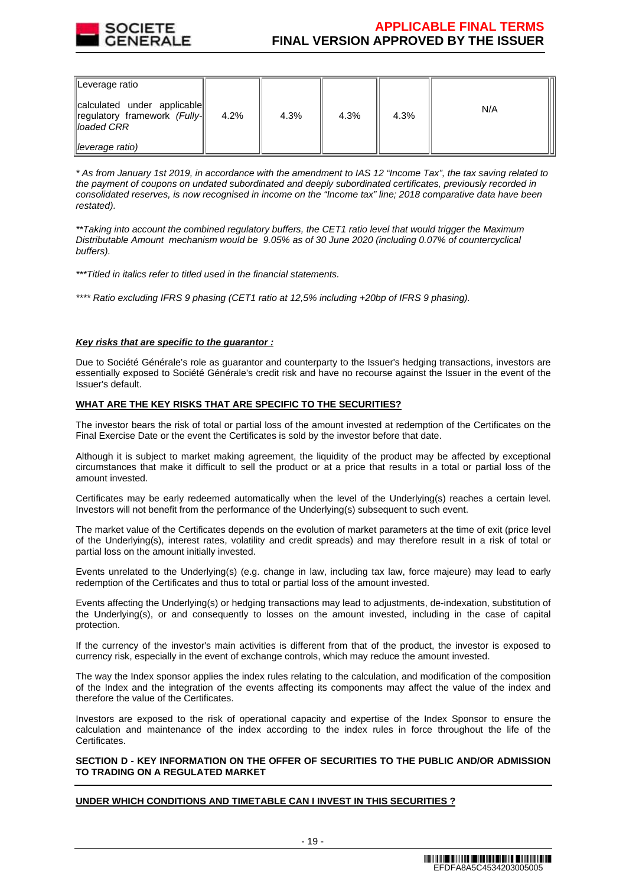| Leverage ratio<br><br>calculated under applicable regulatory framework *(Fully-loaded CRR*<br><br>*leverage ratio)* | 4.2% | 4.3% | 4.3% | 4.3% | N/A |
|---|---|---|---|---|---|

*\* As from January 1st 2019, in accordance with the amendment to IAS 12 "Income Tax", the tax saving related to the payment of coupons on undated subordinated and deeply subordinated certificates, previously recorded in consolidated reserves, is now recognised in income on the "Income tax" line; 2018 comparative data have been restated).*

*\*\*Taking into account the combined regulatory buffers, the CET1 ratio level that would trigger the Maximum Distributable Amount mechanism would be 9.05% as of 30 June 2020 (including 0.07% of countercyclical buffers).*

*\*\*\*Titled in italics refer to titled used in the financial statements.*

*\*\*\*\* Ratio excluding IFRS 9 phasing (CET1 ratio at 12,5% including +20bp of IFRS 9 phasing).*

***Key risks that are specific to the guarantor :***

Due to Société Générale's role as guarantor and counterparty to the Issuer's hedging transactions, investors are essentially exposed to Société Générale's credit risk and have no recourse against the Issuer in the event of the Issuer's default.

**WHAT ARE THE KEY RISKS THAT ARE SPECIFIC TO THE SECURITIES?**

The investor bears the risk of total or partial loss of the amount invested at redemption of the Certificates on the Final Exercise Date or the event the Certificates is sold by the investor before that date.

Although it is subject to market making agreement, the liquidity of the product may be affected by exceptional circumstances that make it difficult to sell the product or at a price that results in a total or partial loss of the amount invested.

Certificates may be early redeemed automatically when the level of the Underlying(s) reaches a certain level. Investors will not benefit from the performance of the Underlying(s) subsequent to such event.

The market value of the Certificates depends on the evolution of market parameters at the time of exit (price level of the Underlying(s), interest rates, volatility and credit spreads) and may therefore result in a risk of total or partial loss on the amount initially invested.

Events unrelated to the Underlying(s) (e.g. change in law, including tax law, force majeure) may lead to early redemption of the Certificates and thus to total or partial loss of the amount invested.

Events affecting the Underlying(s) or hedging transactions may lead to adjustments, de-indexation, substitution of the Underlying(s), or and consequently to losses on the amount invested, including in the case of capital protection.

If the currency of the investor's main activities is different from that of the product, the investor is exposed to currency risk, especially in the event of exchange controls, which may reduce the amount invested.

The way the Index sponsor applies the index rules relating to the calculation, and modification of the composition of the Index and the integration of the events affecting its components may affect the value of the index and therefore the value of the Certificates.

Investors are exposed to the risk of operational capacity and expertise of the Index Sponsor to ensure the calculation and maintenance of the index according to the index rules in force throughout the life of the Certificates.

**SECTION D - KEY INFORMATION ON THE OFFER OF SECURITIES TO THE PUBLIC AND/OR ADMISSION TO TRADING ON A REGULATED MARKET**

**UNDER WHICH CONDITIONS AND TIMETABLE CAN I INVEST IN THIS SECURITIES ?**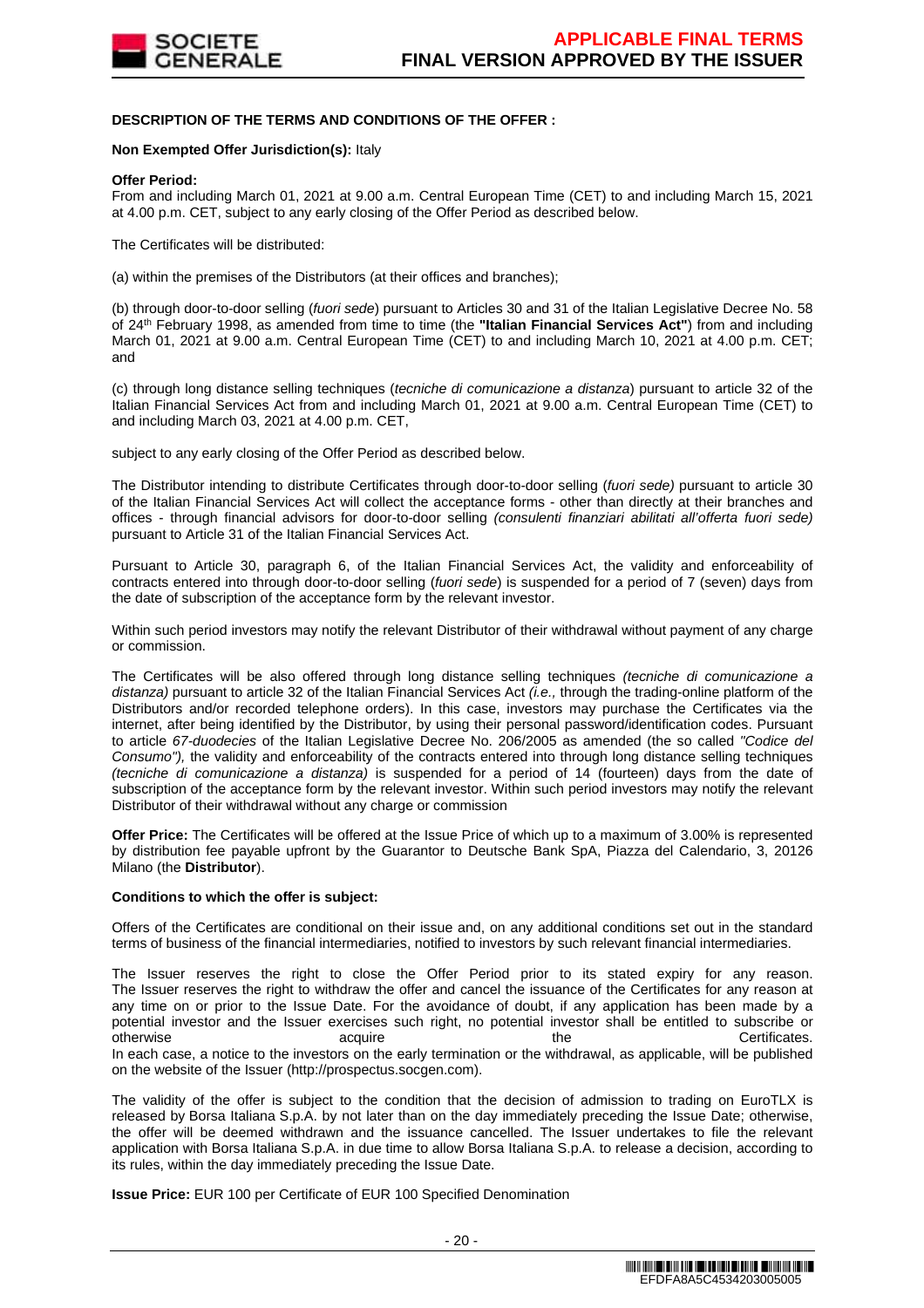**DESCRIPTION OF THE TERMS AND CONDITIONS OF THE OFFER :**

**Non Exempted Offer Jurisdiction(s):** Italy

**Offer Period:**
From and including March 01, 2021 at 9.00 a.m. Central European Time (CET) to and including March 15, 2021 at 4.00 p.m. CET, subject to any early closing of the Offer Period as described below.

The Certificates will be distributed:

(a) within the premises of the Distributors (at their offices and branches);

(b) through door-to-door selling (*fuori sede*) pursuant to Articles 30 and 31 of the Italian Legislative Decree No. 58 of 24th February 1998, as amended from time to time (the **"Italian Financial Services Act"**) from and including March 01, 2021 at 9.00 a.m. Central European Time (CET) to and including March 10, 2021 at 4.00 p.m. CET; and

(c) through long distance selling techniques (*tecniche di comunicazione a distanza*) pursuant to article 32 of the Italian Financial Services Act from and including March 01, 2021 at 9.00 a.m. Central European Time (CET) to and including March 03, 2021 at 4.00 p.m. CET,

subject to any early closing of the Offer Period as described below.

The Distributor intending to distribute Certificates through door-to-door selling (*fuori sede)* pursuant to article 30 of the Italian Financial Services Act will collect the acceptance forms - other than directly at their branches and offices - through financial advisors for door-to-door selling *(consulenti finanziari abilitati all'offerta fuori sede)* pursuant to Article 31 of the Italian Financial Services Act.

Pursuant to Article 30, paragraph 6, of the Italian Financial Services Act, the validity and enforceability of contracts entered into through door-to-door selling (*fuori sede*) is suspended for a period of 7 (seven) days from the date of subscription of the acceptance form by the relevant investor.

Within such period investors may notify the relevant Distributor of their withdrawal without payment of any charge or commission.

The Certificates will be also offered through long distance selling techniques *(tecniche di comunicazione a distanza)* pursuant to article 32 of the Italian Financial Services Act *(i.e.,* through the trading-online platform of the Distributors and/or recorded telephone orders). In this case, investors may purchase the Certificates via the internet, after being identified by the Distributor, by using their personal password/identification codes. Pursuant to article *67-duodecies* of the Italian Legislative Decree No. 206/2005 as amended (the so called *"Codice del Consumo"),* the validity and enforceability of the contracts entered into through long distance selling techniques *(tecniche di comunicazione a distanza)* is suspended for a period of 14 (fourteen) days from the date of subscription of the acceptance form by the relevant investor. Within such period investors may notify the relevant Distributor of their withdrawal without any charge or commission

**Offer Price:** The Certificates will be offered at the Issue Price of which up to a maximum of 3.00% is represented by distribution fee payable upfront by the Guarantor to Deutsche Bank SpA, Piazza del Calendario, 3, 20126 Milano (the **Distributor**).

**Conditions to which the offer is subject:**

Offers of the Certificates are conditional on their issue and, on any additional conditions set out in the standard terms of business of the financial intermediaries, notified to investors by such relevant financial intermediaries.

The Issuer reserves the right to close the Offer Period prior to its stated expiry for any reason. The Issuer reserves the right to withdraw the offer and cancel the issuance of the Certificates for any reason at any time on or prior to the Issue Date. For the avoidance of doubt, if any application has been made by a potential investor and the Issuer exercises such right, no potential investor shall be entitled to subscribe or otherwise acquire the Certificates.
In each case, a notice to the investors on the early termination or the withdrawal, as applicable, will be published on the website of the Issuer (http://prospectus.socgen.com).

The validity of the offer is subject to the condition that the decision of admission to trading on EuroTLX is released by Borsa Italiana S.p.A. by not later than on the day immediately preceding the Issue Date; otherwise, the offer will be deemed withdrawn and the issuance cancelled. The Issuer undertakes to file the relevant application with Borsa Italiana S.p.A. in due time to allow Borsa Italiana S.p.A. to release a decision, according to its rules, within the day immediately preceding the Issue Date.

**Issue Price:** EUR 100 per Certificate of EUR 100 Specified Denomination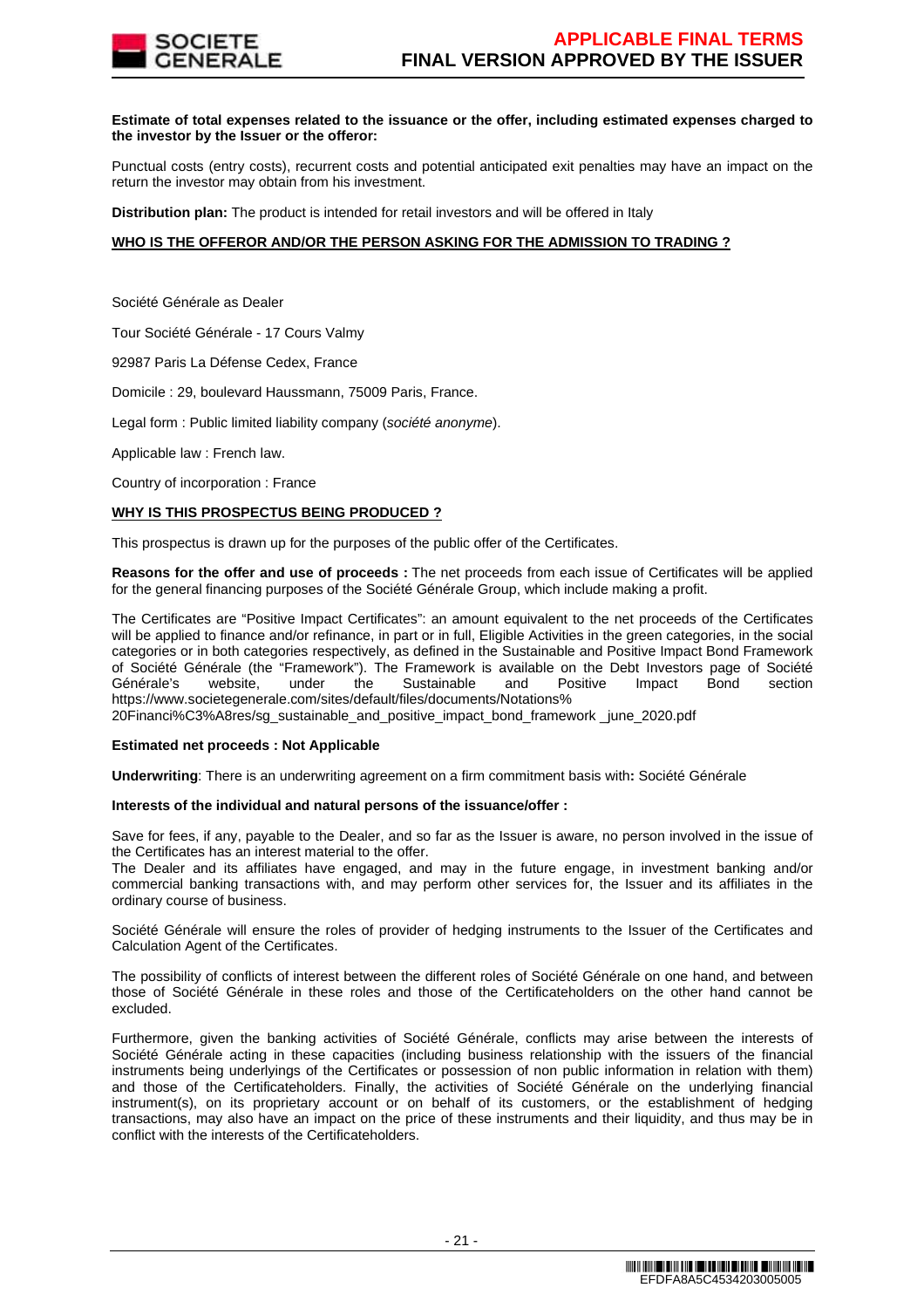**Estimate of total expenses related to the issuance or the offer, including estimated expenses charged to the investor by the Issuer or the offeror:**

Punctual costs (entry costs), recurrent costs and potential anticipated exit penalties may have an impact on the return the investor may obtain from his investment.

**Distribution plan:** The product is intended for retail investors and will be offered in Italy

**WHO IS THE OFFEROR AND/OR THE PERSON ASKING FOR THE ADMISSION TO TRADING ?**

Société Générale as Dealer

Tour Société Générale - 17 Cours Valmy

92987 Paris La Défense Cedex, France

Domicile : 29, boulevard Haussmann, 75009 Paris, France.

Legal form : Public limited liability company (*société anonyme*).

Applicable law : French law.

Country of incorporation : France

**WHY IS THIS PROSPECTUS BEING PRODUCED ?**

This prospectus is drawn up for the purposes of the public offer of the Certificates.

**Reasons for the offer and use of proceeds :** The net proceeds from each issue of Certificates will be applied for the general financing purposes of the Société Générale Group, which include making a profit.

The Certificates are "Positive Impact Certificates": an amount equivalent to the net proceeds of the Certificates will be applied to finance and/or refinance, in part or in full, Eligible Activities in the green categories, in the social categories or in both categories respectively, as defined in the Sustainable and Positive Impact Bond Framework of Société Générale (the "Framework"). The Framework is available on the Debt Investors page of Société Générale's website, under the Sustainable and Positive Impact Bond section https://www.societegenerale.com/sites/default/files/documents/Notations%20Financi%C3%A8res/sg_sustainable_and_positive_impact_bond_framework _june_2020.pdf

**Estimated net proceeds : Not Applicable**

**Underwriting**: There is an underwriting agreement on a firm commitment basis with**:** Société Générale

**Interests of the individual and natural persons of the issuance/offer :**

Save for fees, if any, payable to the Dealer, and so far as the Issuer is aware, no person involved in the issue of the Certificates has an interest material to the offer.
The Dealer and its affiliates have engaged, and may in the future engage, in investment banking and/or commercial banking transactions with, and may perform other services for, the Issuer and its affiliates in the ordinary course of business.

Société Générale will ensure the roles of provider of hedging instruments to the Issuer of the Certificates and Calculation Agent of the Certificates.

The possibility of conflicts of interest between the different roles of Société Générale on one hand, and between those of Société Générale in these roles and those of the Certificateholders on the other hand cannot be excluded.

Furthermore, given the banking activities of Société Générale, conflicts may arise between the interests of Société Générale acting in these capacities (including business relationship with the issuers of the financial instruments being underlyings of the Certificates or possession of non public information in relation with them) and those of the Certificateholders. Finally, the activities of Société Générale on the underlying financial instrument(s), on its proprietary account or on behalf of its customers, or the establishment of hedging transactions, may also have an impact on the price of these instruments and their liquidity, and thus may be in conflict with the interests of the Certificateholders.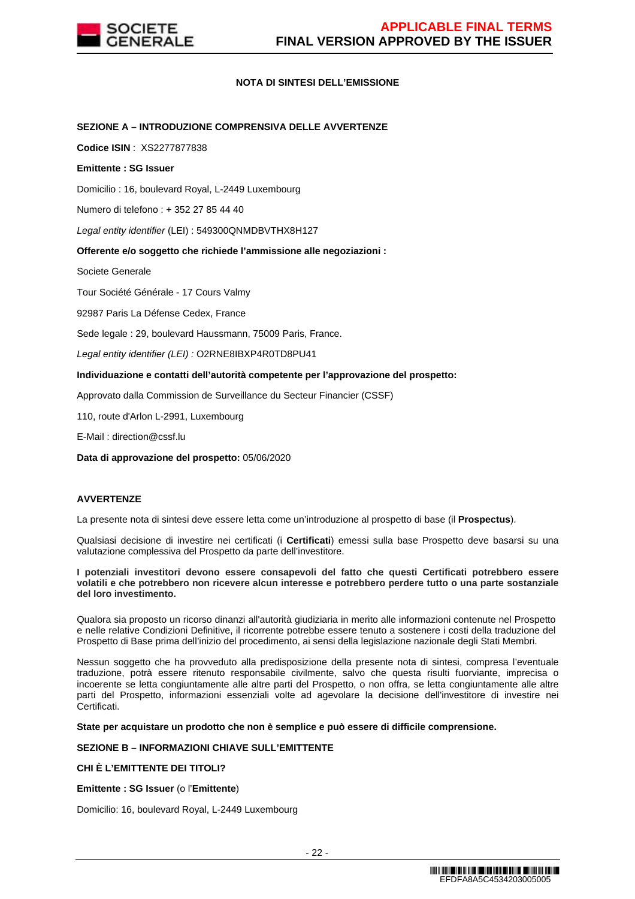## NOTA DI SINTESI DELL'EMISSIONE

### SEZIONE A – INTRODUZIONE COMPRENSIVA DELLE AVVERTENZE

**Codice ISIN** : XS2277877838

**Emittente : SG Issuer**

Domicilio : 16, boulevard Royal, L-2449 Luxembourg

Numero di telefono : + 352 27 85 44 40

*Legal entity identifier* (LEI) : 549300QNMDBVTHX8H127

**Offerente e/o soggetto che richiede l'ammissione alle negoziazioni :**

Societe Generale

Tour Société Générale - 17 Cours Valmy

92987 Paris La Défense Cedex, France

Sede legale : 29, boulevard Haussmann, 75009 Paris, France.

*Legal entity identifier (LEI) :* O2RNE8IBXP4R0TD8PU41

**Individuazione e contatti dell'autorità competente per l'approvazione del prospetto:**

Approvato dalla Commission de Surveillance du Secteur Financier (CSSF)

110, route d'Arlon L-2991, Luxembourg

E-Mail : direction@cssf.lu

**Data di approvazione del prospetto:** 05/06/2020

### AVVERTENZE

La presente nota di sintesi deve essere letta come un'introduzione al prospetto di base (il **Prospectus**).

Qualsiasi decisione di investire nei certificati (i **Certificati**) emessi sulla base Prospetto deve basarsi su una valutazione complessiva del Prospetto da parte dell'investitore.

**I potenziali investitori devono essere consapevoli del fatto che questi Certificati potrebbero essere volatili e che potrebbero non ricevere alcun interesse e potrebbero perdere tutto o una parte sostanziale del loro investimento.**

Qualora sia proposto un ricorso dinanzi all'autorità giudiziaria in merito alle informazioni contenute nel Prospetto e nelle relative Condizioni Definitive, il ricorrente potrebbe essere tenuto a sostenere i costi della traduzione del Prospetto di Base prima dell'inizio del procedimento, ai sensi della legislazione nazionale degli Stati Membri.

Nessun soggetto che ha provveduto alla predisposizione della presente nota di sintesi, compresa l'eventuale traduzione, potrà essere ritenuto responsabile civilmente, salvo che questa risulti fuorviante, imprecisa o incoerente se letta congiuntamente alle altre parti del Prospetto, o non offra, se letta congiuntamente alle altre parti del Prospetto, informazioni essenziali volte ad agevolare la decisione dell'investitore di investire nei Certificati.

**State per acquistare un prodotto che non è semplice e può essere di difficile comprensione.**

### SEZIONE B – INFORMAZIONI CHIAVE SULL'EMITTENTE

**CHI È L'EMITTENTE DEI TITOLI?**

**Emittente : SG Issuer** (o l'**Emittente**)

Domicilio: 16, boulevard Royal, L-2449 Luxembourg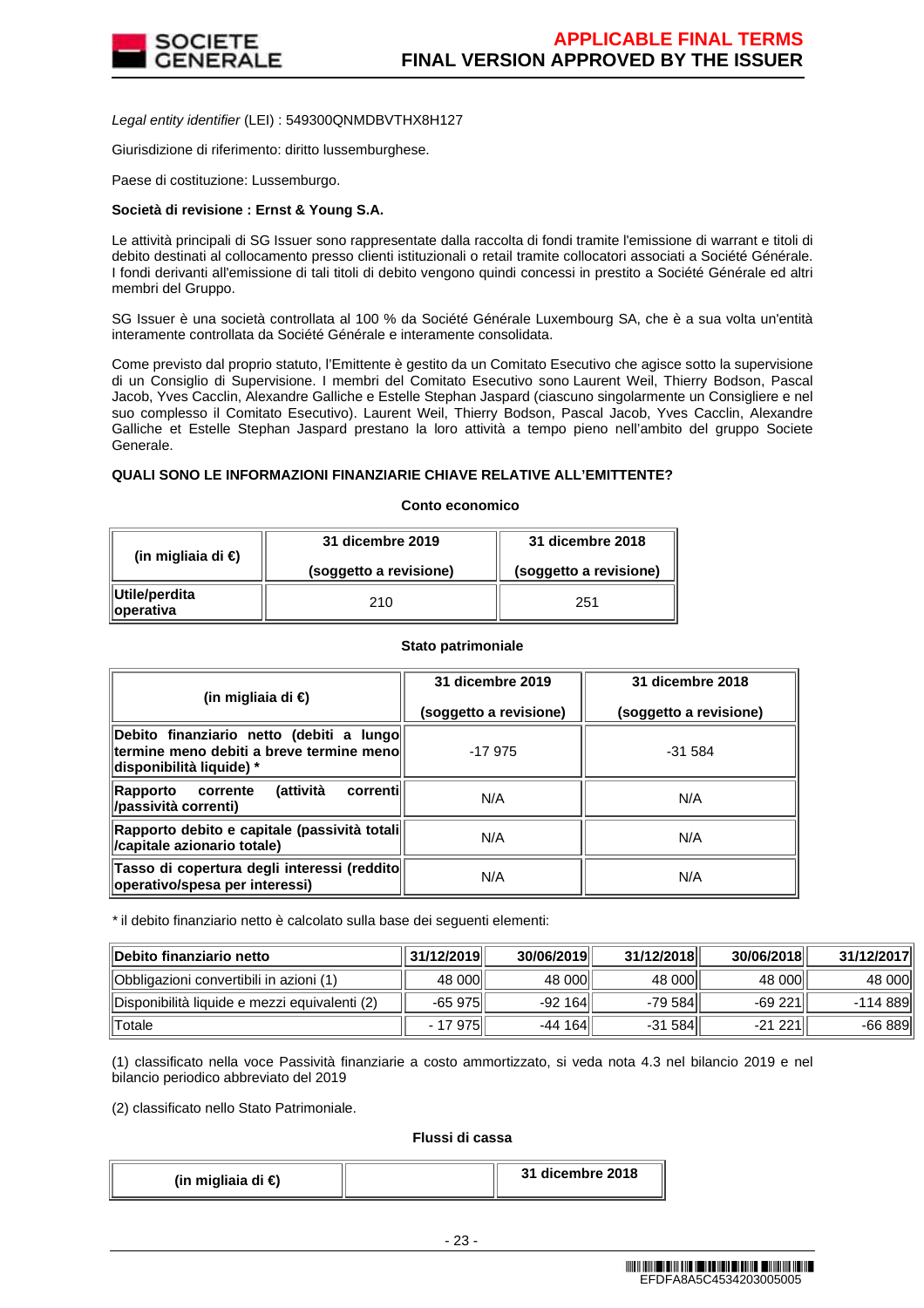*Legal entity identifier* (LEI) : 549300QNMDBVTHX8H127

Giurisdizione di riferimento: diritto lussemburghese.

Paese di costituzione: Lussemburgo.

**Società di revisione : Ernst & Young S.A.**

Le attività principali di SG Issuer sono rappresentate dalla raccolta di fondi tramite l'emissione di warrant e titoli di debito destinati al collocamento presso clienti istituzionali o retail tramite collocatori associati a Société Générale. I fondi derivanti all'emissione di tali titoli di debito vengono quindi concessi in prestito a Société Générale ed altri membri del Gruppo.

SG Issuer è una società controllata al 100 % da Société Générale Luxembourg SA, che è a sua volta un'entità interamente controllata da Société Générale e interamente consolidata.

Come previsto dal proprio statuto, l'Emittente è gestito da un Comitato Esecutivo che agisce sotto la supervisione di un Consiglio di Supervisione. I membri del Comitato Esecutivo sono Laurent Weil, Thierry Bodson, Pascal Jacob, Yves Cacclin, Alexandre Galliche e Estelle Stephan Jaspard (ciascuno singolarmente un Consigliere e nel suo complesso il Comitato Esecutivo). Laurent Weil, Thierry Bodson, Pascal Jacob, Yves Cacclin, Alexandre Galliche et Estelle Stephan Jaspard prestano la loro attività a tempo pieno nell'ambito del gruppo Societe Generale.

**QUALI SONO LE INFORMAZIONI FINANZIARIE CHIAVE RELATIVE ALL'EMITTENTE?**

**Conto economico**

| (in migliaia di €) | 31 dicembre 2019 (soggetto a revisione) | 31 dicembre 2018 (soggetto a revisione) |
|---|---|---|
| **Utile/perdita operativa** | 210 | 251 |

**Stato patrimoniale**

| (in migliaia di €) | 31 dicembre 2019 (soggetto a revisione) | 31 dicembre 2018 (soggetto a revisione) |
|---|---|---|
| **Debito finanziario netto (debiti a lungo termine meno debiti a breve termine meno disponibilità liquide) *** | -17 975 | -31 584 |
| **Rapporto corrente (attività correnti /passività correnti)** | N/A | N/A |
| **Rapporto debito e capitale (passività totali /capitale azionario totale)** | N/A | N/A |
| **Tasso di copertura degli interessi (reddito operativo/spesa per interessi)** | N/A | N/A |

* il debito finanziario netto è calcolato sulla base dei seguenti elementi:

| **Debito finanziario netto** | **31/12/2019** | **30/06/2019** | **31/12/2018** | **30/06/2018** | **31/12/2017** |
|---|---|---|---|---|---|
| Obbligazioni convertibili in azioni (1) | 48 000 | 48 000 | 48 000 | 48 000 | 48 000 |
| Disponibilità liquide e mezzi equivalenti (2) | -65 975 | -92 164 | -79 584 | -69 221 | -114 889 |
| Totale | - 17 975 | -44 164 | -31 584 | -21 221 | -66 889 |

(1) classificato nella voce Passività finanziarie a costo ammortizzato, si veda nota 4.3 nel bilancio 2019 e nel bilancio periodico abbreviato del 2019

(2) classificato nello Stato Patrimoniale.

**Flussi di cassa**

| (in migliaia di €) | | 31 dicembre 2018 |
|---|---|---|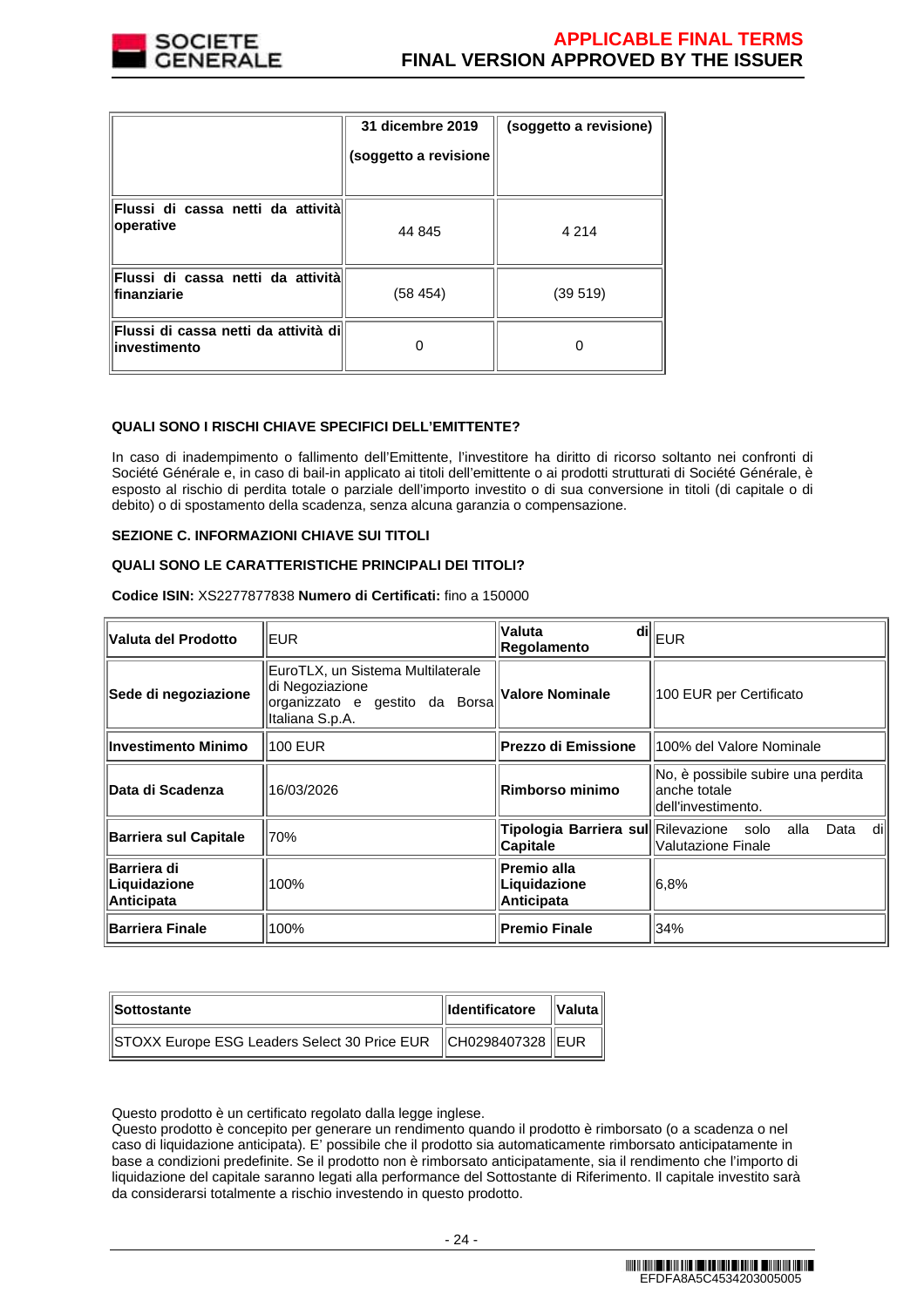| | 31 dicembre 2019 (soggetto a revisione | (soggetto a revisione) |
|---|---|---|
| Flussi di cassa netti da attività operative | 44 845 | 4 214 |
| Flussi di cassa netti da attività finanziarie | (58 454) | (39 519) |
| Flussi di cassa netti da attività di investimento | 0 | 0 |

**QUALI SONO I RISCHI CHIAVE SPECIFICI DELL'EMITTENTE?**

In caso di inadempimento o fallimento dell'Emittente, l'investitore ha diritto di ricorso soltanto nei confronti di Société Générale e, in caso di bail-in applicato ai titoli dell'emittente o ai prodotti strutturati di Société Générale, è esposto al rischio di perdita totale o parziale dell'importo investito o di sua conversione in titoli (di capitale o di debito) o di spostamento della scadenza, senza alcuna garanzia o compensazione.

**SEZIONE C. INFORMAZIONI CHIAVE SUI TITOLI**

**QUALI SONO LE CARATTERISTICHE PRINCIPALI DEI TITOLI?**

**Codice ISIN:** XS2277877838 **Numero di Certificati:** fino a 150000

| **Valuta del Prodotto** | EUR | **Valuta di Regolamento** | EUR |
|---|---|---|---|
| **Sede di negoziazione** | EuroTLX, un Sistema Multilaterale di Negoziazione organizzato e gestito da Borsa Italiana S.p.A. | **Valore Nominale** | 100 EUR per Certificato |
| **Investimento Minimo** | 100 EUR | **Prezzo di Emissione** | 100% del Valore Nominale |
| **Data di Scadenza** | 16/03/2026 | **Rimborso minimo** | No, è possibile subire una perdita anche totale dell'investimento. |
| **Barriera sul Capitale** | 70% | **Tipologia Barriera sul Capitale** | Rilevazione solo alla Data di Valutazione Finale |
| **Barriera di Liquidazione Anticipata** | 100% | **Premio alla Liquidazione Anticipata** | 6,8% |
| **Barriera Finale** | 100% | **Premio Finale** | 34% |

| **Sottostante** | **Identificatore** | **Valuta** |
|---|---|---|
| STOXX Europe ESG Leaders Select 30 Price EUR | CH0298407328 | EUR |

Questo prodotto è un certificato regolato dalla legge inglese.
Questo prodotto è concepito per generare un rendimento quando il prodotto è rimborsato (o a scadenza o nel caso di liquidazione anticipata). E' possibile che il prodotto sia automaticamente rimborsato anticipatamente in base a condizioni predefinite. Se il prodotto non è rimborsato anticipatamente, sia il rendimento che l'importo di liquidazione del capitale saranno legati alla performance del Sottostante di Riferimento. Il capitale investito sarà da considerarsi totalmente a rischio investendo in questo prodotto.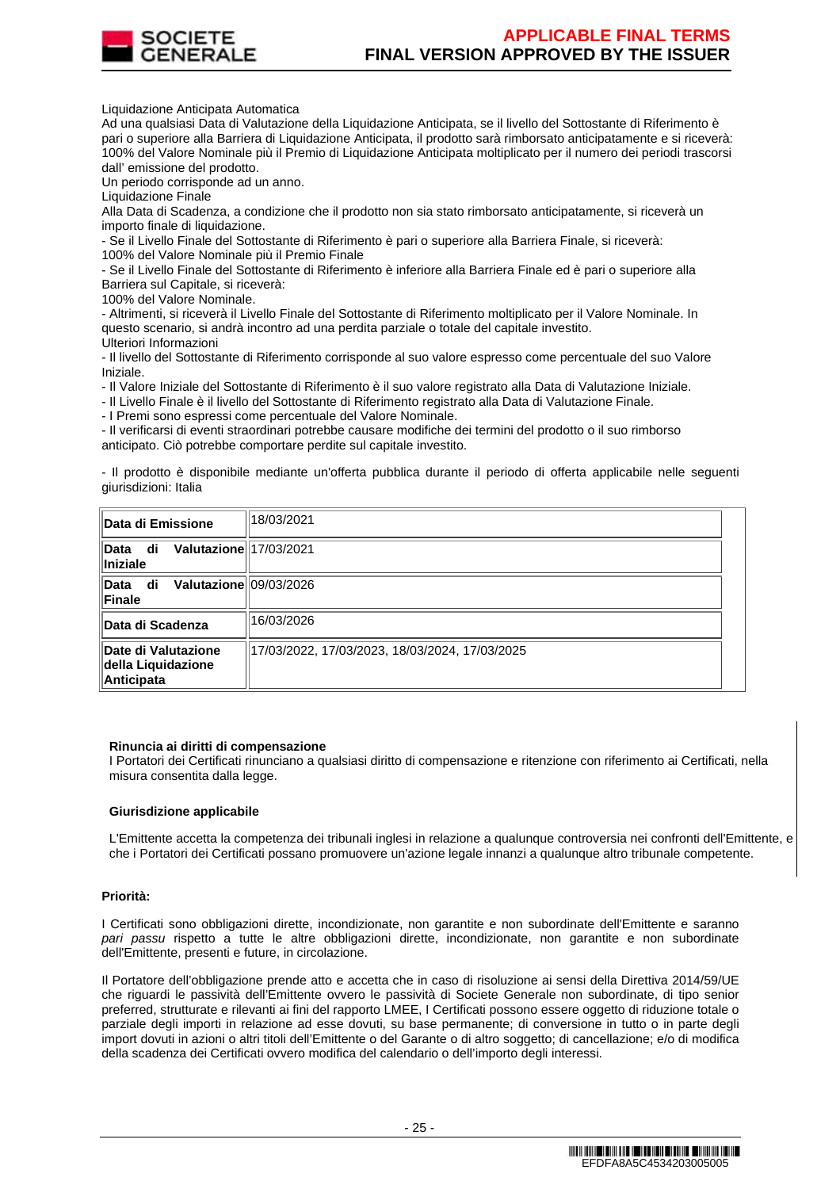Liquidazione Anticipata Automatica

Ad una qualsiasi Data di Valutazione della Liquidazione Anticipata, se il livello del Sottostante di Riferimento è pari o superiore alla Barriera di Liquidazione Anticipata, il prodotto sarà rimborsato anticipatamente e si riceverà: 100% del Valore Nominale più il Premio di Liquidazione Anticipata moltiplicato per il numero dei periodi trascorsi dall' emissione del prodotto.

Un periodo corrisponde ad un anno.

Liquidazione Finale

Alla Data di Scadenza, a condizione che il prodotto non sia stato rimborsato anticipatamente, si riceverà un importo finale di liquidazione.

- Se il Livello Finale del Sottostante di Riferimento è pari o superiore alla Barriera Finale, si riceverà:

100% del Valore Nominale più il Premio Finale

- Se il Livello Finale del Sottostante di Riferimento è inferiore alla Barriera Finale ed è pari o superiore alla Barriera sul Capitale, si riceverà:

100% del Valore Nominale.

- Altrimenti, si riceverà il Livello Finale del Sottostante di Riferimento moltiplicato per il Valore Nominale. In questo scenario, si andrà incontro ad una perdita parziale o totale del capitale investito.

Ulteriori Informazioni

- Il livello del Sottostante di Riferimento corrisponde al suo valore espresso come percentuale del suo Valore Iniziale.
- Il Valore Iniziale del Sottostante di Riferimento è il suo valore registrato alla Data di Valutazione Iniziale.
- Il Livello Finale è il livello del Sottostante di Riferimento registrato alla Data di Valutazione Finale.
- I Premi sono espressi come percentuale del Valore Nominale.
- Il verificarsi di eventi straordinari potrebbe causare modifiche dei termini del prodotto o il suo rimborso anticipato. Ciò potrebbe comportare perdite sul capitale investito.

- Il prodotto è disponibile mediante un'offerta pubblica durante il periodo di offerta applicabile nelle seguenti giurisdizioni: Italia

| | |
|---|---|
| **Data di Emissione** | 18/03/2021 |
| **Data di Valutazione Iniziale** | 17/03/2021 |
| **Data di Valutazione Finale** | 09/03/2026 |
| **Data di Scadenza** | 16/03/2026 |
| **Date di Valutazione della Liquidazione Anticipata** | 17/03/2022, 17/03/2023, 18/03/2024, 17/03/2025 |

**Rinuncia ai diritti di compensazione**

I Portatori dei Certificati rinunciano a qualsiasi diritto di compensazione e ritenzione con riferimento ai Certificati, nella misura consentita dalla legge.

**Giurisdizione applicabile**

L'Emittente accetta la competenza dei tribunali inglesi in relazione a qualunque controversia nei confronti dell'Emittente, e che i Portatori dei Certificati possano promuovere un'azione legale innanzi a qualunque altro tribunale competente.

**Priorità:**

I Certificati sono obbligazioni dirette, incondizionate, non garantite e non subordinate dell'Emittente e saranno *pari passu* rispetto a tutte le altre obbligazioni dirette, incondizionate, non garantite e non subordinate dell'Emittente, presenti e future, in circolazione.

Il Portatore dell'obbligazione prende atto e accetta che in caso di risoluzione ai sensi della Direttiva 2014/59/UE che riguardi le passività dell'Emittente ovvero le passività di Societe Generale non subordinate, di tipo senior preferred, strutturate e rilevanti ai fini del rapporto LMEE, I Certificati possono essere oggetto di riduzione totale o parziale degli importi in relazione ad esse dovuti, su base permanente; di conversione in tutto o in parte degli import dovuti in azioni o altri titoli dell'Emittente o del Garante o di altro soggetto; di cancellazione; e/o di modifica della scadenza dei Certificati ovvero modifica del calendario o dell'importo degli interessi.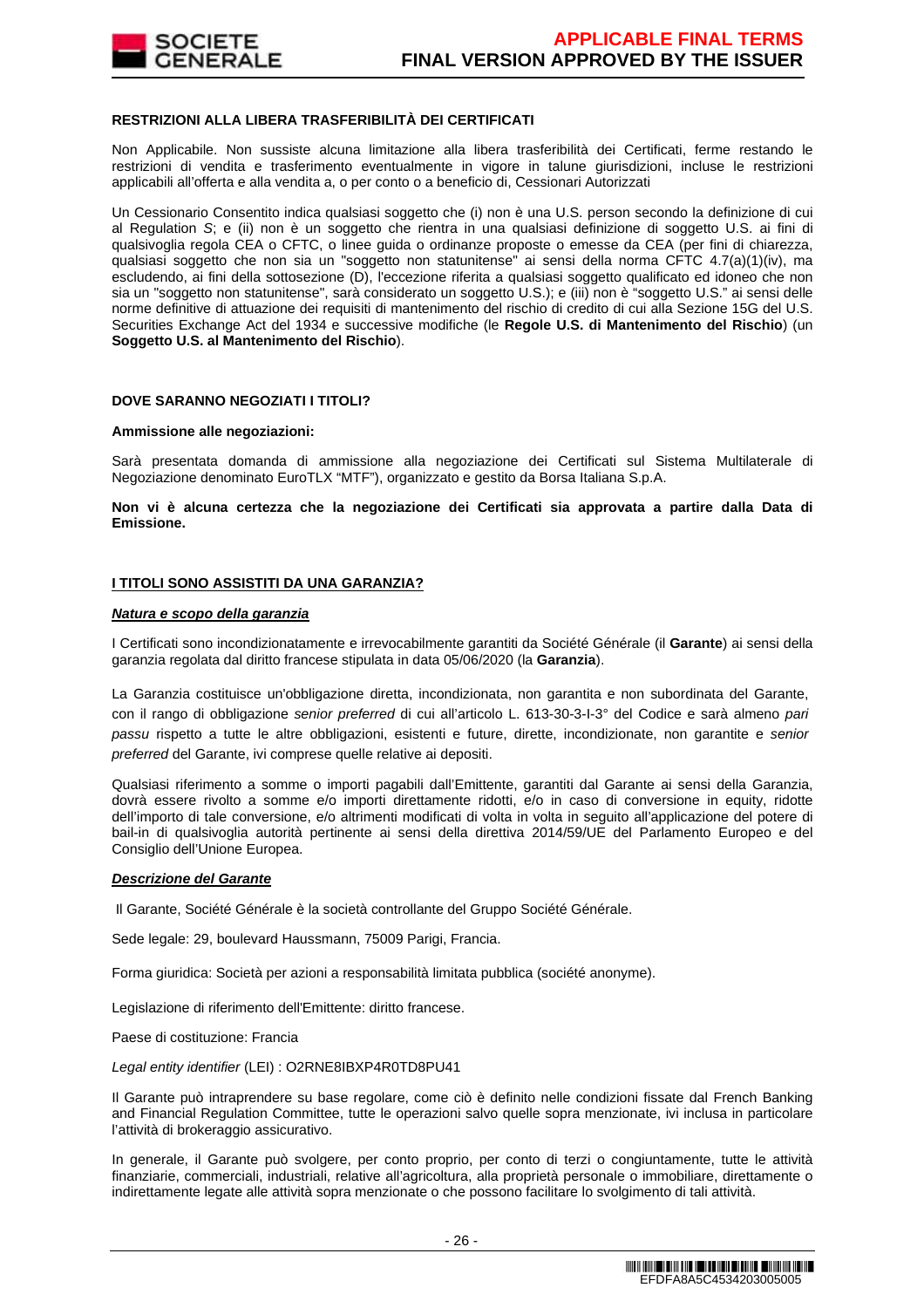**RESTRIZIONI ALLA LIBERA TRASFERIBILITÀ DEI CERTIFICATI**

Non Applicabile. Non sussiste alcuna limitazione alla libera trasferibilità dei Certificati, ferme restando le restrizioni di vendita e trasferimento eventualmente in vigore in talune giurisdizioni, incluse le restrizioni applicabili all'offerta e alla vendita a, o per conto o a beneficio di, Cessionari Autorizzati

Un Cessionario Consentito indica qualsiasi soggetto che (i) non è una U.S. person secondo la definizione di cui al Regulation *S*; e (ii) non è un soggetto che rientra in una qualsiasi definizione di soggetto U.S. ai fini di qualsivoglia regola CEA o CFTC, o linee guida o ordinanze proposte o emesse da CEA (per fini di chiarezza, qualsiasi soggetto che non sia un "soggetto non statunitense" ai sensi della norma CFTC 4.7(a)(1)(iv), ma escludendo, ai fini della sottosezione (D), l'eccezione riferita a qualsiasi soggetto qualificato ed idoneo che non sia un "soggetto non statunitense", sarà considerato un soggetto U.S.); e (iii) non è "soggetto U.S." ai sensi delle norme definitive di attuazione dei requisiti di mantenimento del rischio di credito di cui alla Sezione 15G del U.S. Securities Exchange Act del 1934 e successive modifiche (le **Regole U.S. di Mantenimento del Rischio**) (un **Soggetto U.S. al Mantenimento del Rischio**).

**DOVE SARANNO NEGOZIATI I TITOLI?**

**Ammissione alle negoziazioni:**

Sarà presentata domanda di ammissione alla negoziazione dei Certificati sul Sistema Multilaterale di Negoziazione denominato EuroTLX "MTF"), organizzato e gestito da Borsa Italiana S.p.A.

**Non vi è alcuna certezza che la negoziazione dei Certificati sia approvata a partire dalla Data di Emissione.**

**I TITOLI SONO ASSISTITI DA UNA GARANZIA?**

***Natura e scopo della garanzia***

I Certificati sono incondizionatamente e irrevocabilmente garantiti da Société Générale (il **Garante**) ai sensi della garanzia regolata dal diritto francese stipulata in data 05/06/2020 (la **Garanzia**).

La Garanzia costituisce un'obbligazione diretta, incondizionata, non garantita e non subordinata del Garante, con il rango di obbligazione *senior preferred* di cui all'articolo L. 613-30-3-I-3° del Codice e sarà almeno *pari passu* rispetto a tutte le altre obbligazioni, esistenti e future, dirette, incondizionate, non garantite e *senior preferred* del Garante, ivi comprese quelle relative ai depositi.

Qualsiasi riferimento a somme o importi pagabili dall'Emittente, garantiti dal Garante ai sensi della Garanzia, dovrà essere rivolto a somme e/o importi direttamente ridotti, e/o in caso di conversione in equity, ridotte dell'importo di tale conversione, e/o altrimenti modificati di volta in volta in seguito all'applicazione del potere di bail-in di qualsivoglia autorità pertinente ai sensi della direttiva 2014/59/UE del Parlamento Europeo e del Consiglio dell'Unione Europea.

***Descrizione del Garante***

Il Garante, Société Générale è la società controllante del Gruppo Société Générale.

Sede legale: 29, boulevard Haussmann, 75009 Parigi, Francia.

Forma giuridica: Società per azioni a responsabilità limitata pubblica (société anonyme).

Legislazione di riferimento dell'Emittente: diritto francese.

Paese di costituzione: Francia

*Legal entity identifier* (LEI) : O2RNE8IBXP4R0TD8PU41

Il Garante può intraprendere su base regolare, come ciò è definito nelle condizioni fissate dal French Banking and Financial Regulation Committee, tutte le operazioni salvo quelle sopra menzionate, ivi inclusa in particolare l'attività di brokeraggio assicurativo.

In generale, il Garante può svolgere, per conto proprio, per conto di terzi o congiuntamente, tutte le attività finanziarie, commerciali, industriali, relative all'agricoltura, alla proprietà personale o immobiliare, direttamente o indirettamente legate alle attività sopra menzionate o che possono facilitare lo svolgimento di tali attività.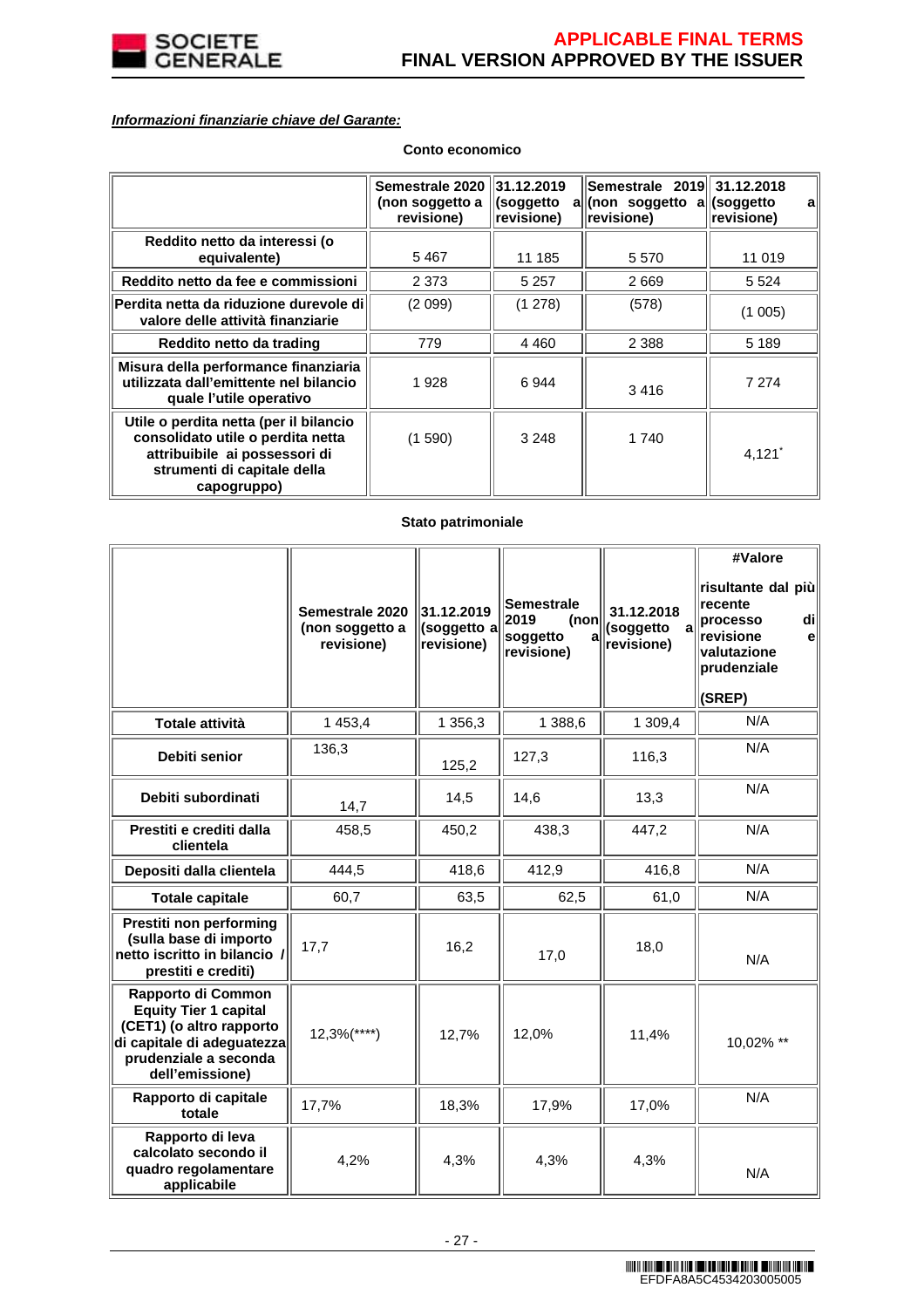***Informazioni finanziarie chiave del Garante:***

**Conto economico**

| | Semestrale 2020 (non soggetto a revisione) | 31.12.2019 (soggetto a revisione) | Semestrale 2019 (non soggetto a revisione) | 31.12.2018 (soggetto a revisione) |
|---|---|---|---|---|
| Reddito netto da interessi (o equivalente) | 5 467 | 11 185 | 5 570 | 11 019 |
| Reddito netto da fee e commissioni | 2 373 | 5 257 | 2 669 | 5 524 |
| Perdita netta da riduzione durevole di valore delle attività finanziarie | (2 099) | (1 278) | (578) | (1 005) |
| Reddito netto da trading | 779 | 4 460 | 2 388 | 5 189 |
| Misura della performance finanziaria utilizzata dall'emittente nel bilancio quale l'utile operativo | 1 928 | 6 944 | 3 416 | 7 274 |
| Utile o perdita netta (per il bilancio consolidato utile o perdita netta attribuibile ai possessori di strumenti di capitale della capogruppo) | (1 590) | 3 248 | 1 740 | 4,121* |

**Stato patrimoniale**

| | Semestrale 2020 (non soggetto a revisione) | 31.12.2019 (soggetto a revisione) | Semestrale 2019 (non soggetto a revisione) | 31.12.2018 (soggetto a revisione) | #Valore risultante dal più recente processo di revisione e valutazione prudenziale (SREP) |
|---|---|---|---|---|---|
| Totale attività | 1 453,4 | 1 356,3 | 1 388,6 | 1 309,4 | N/A |
| Debiti senior | 136,3 | 125,2 | 127,3 | 116,3 | N/A |
| Debiti subordinati | 14,7 | 14,5 | 14,6 | 13,3 | N/A |
| Prestiti e crediti dalla clientela | 458,5 | 450,2 | 438,3 | 447,2 | N/A |
| Depositi dalla clientela | 444,5 | 418,6 | 412,9 | 416,8 | N/A |
| Totale capitale | 60,7 | 63,5 | 62,5 | 61,0 | N/A |
| Prestiti non performing (sulla base di importo netto iscritto in bilancio / prestiti e crediti) | 17,7 | 16,2 | 17,0 | 18,0 | N/A |
| Rapporto di Common Equity Tier 1 capital (CET1) (o altro rapporto di capitale di adeguatezza prudenziale a seconda dell'emissione) | 12,3%(****) | 12,7% | 12,0% | 11,4% | 10,02% ** |
| Rapporto di capitale totale | 17,7% | 18,3% | 17,9% | 17,0% | N/A |
| Rapporto di leva calcolato secondo il quadro regolamentare applicabile | 4,2% | 4,3% | 4,3% | 4,3% | N/A |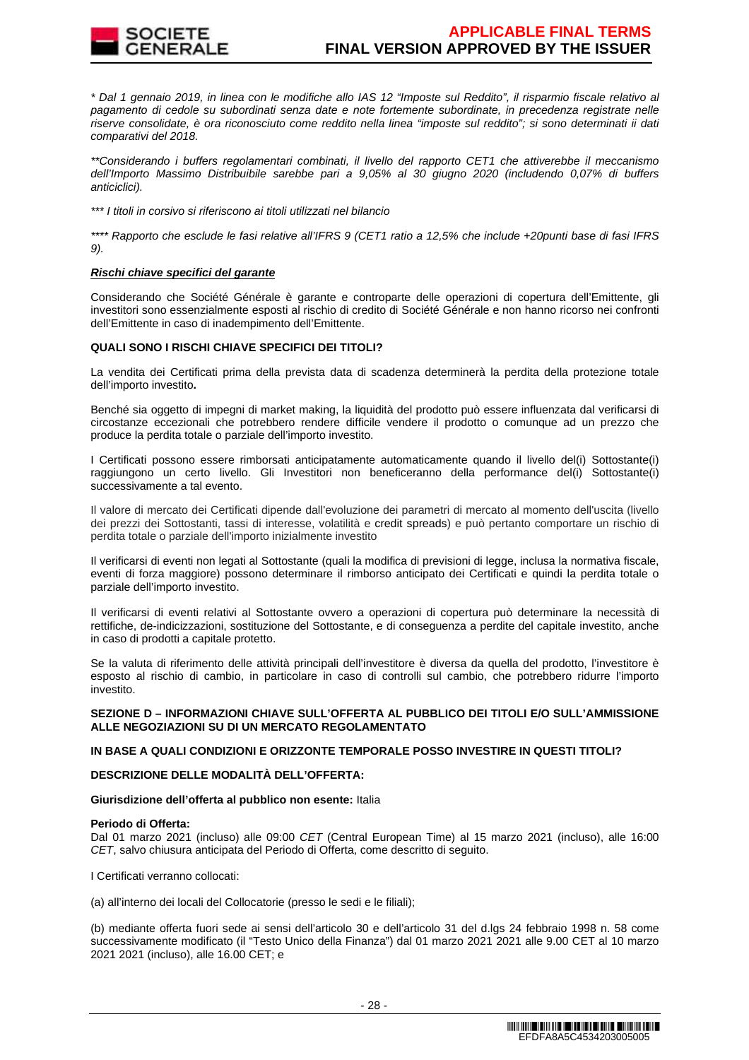*\* Dal 1 gennaio 2019, in linea con le modifiche allo IAS 12 "Imposte sul Reddito", il risparmio fiscale relativo al pagamento di cedole su subordinati senza date e note fortemente subordinate, in precedenza registrate nelle riserve consolidate, è ora riconosciuto come reddito nella linea "imposte sul reddito"; si sono determinati ii dati comparativi del 2018.*

*\*\*Considerando i buffers regolamentari combinati, il livello del rapporto CET1 che attiverebbe il meccanismo dell'Importo Massimo Distribuibile sarebbe pari a 9,05% al 30 giugno 2020 (includendo 0,07% di buffers anticiclici).*

*\*\*\* I titoli in corsivo si riferiscono ai titoli utilizzati nel bilancio*

*\*\*\*\* Rapporto che esclude le fasi relative all'IFRS 9 (CET1 ratio a 12,5% che include +20punti base di fasi IFRS 9).*

***Rischi chiave specifici del garante***

Considerando che Société Générale è garante e controparte delle operazioni di copertura dell'Emittente, gli investitori sono essenzialmente esposti al rischio di credito di Société Générale e non hanno ricorso nei confronti dell'Emittente in caso di inadempimento dell'Emittente.

**QUALI SONO I RISCHI CHIAVE SPECIFICI DEI TITOLI?**

La vendita dei Certificati prima della prevista data di scadenza determinerà la perdita della protezione totale dell'importo investito**.**

Benché sia oggetto di impegni di market making, la liquidità del prodotto può essere influenzata dal verificarsi di circostanze eccezionali che potrebbero rendere difficile vendere il prodotto o comunque ad un prezzo che produce la perdita totale o parziale dell'importo investito.

I Certificati possono essere rimborsati anticipatamente automaticamente quando il livello del(i) Sottostante(i) raggiungono un certo livello. Gli Investitori non beneficeranno della performance del(i) Sottostante(i) successivamente a tal evento.

Il valore di mercato dei Certificati dipende dall'evoluzione dei parametri di mercato al momento dell'uscita (livello dei prezzi dei Sottostanti, tassi di interesse, volatilità e credit spreads) e può pertanto comportare un rischio di perdita totale o parziale dell'importo inizialmente investito

Il verificarsi di eventi non legati al Sottostante (quali la modifica di previsioni di legge, inclusa la normativa fiscale, eventi di forza maggiore) possono determinare il rimborso anticipato dei Certificati e quindi la perdita totale o parziale dell'importo investito.

Il verificarsi di eventi relativi al Sottostante ovvero a operazioni di copertura può determinare la necessità di rettifiche, de-indicizzazioni, sostituzione del Sottostante, e di conseguenza a perdite del capitale investito, anche in caso di prodotti a capitale protetto.

Se la valuta di riferimento delle attività principali dell'investitore è diversa da quella del prodotto, l'investitore è esposto al rischio di cambio, in particolare in caso di controlli sul cambio, che potrebbero ridurre l'importo investito.

**SEZIONE D – INFORMAZIONI CHIAVE SULL'OFFERTA AL PUBBLICO DEI TITOLI E/O SULL'AMMISSIONE ALLE NEGOZIAZIONI SU DI UN MERCATO REGOLAMENTATO**

**IN BASE A QUALI CONDIZIONI E ORIZZONTE TEMPORALE POSSO INVESTIRE IN QUESTI TITOLI?**

**DESCRIZIONE DELLE MODALITÀ DELL'OFFERTA:**

**Giurisdizione dell'offerta al pubblico non esente:** Italia

**Periodo di Offerta:**
Dal 01 marzo 2021 (incluso) alle 09:00 *CET* (Central European Time) al 15 marzo 2021 (incluso), alle 16:00 *CET*, salvo chiusura anticipata del Periodo di Offerta, come descritto di seguito.

I Certificati verranno collocati:

(a) all'interno dei locali del Collocatorie (presso le sedi e le filiali);

(b) mediante offerta fuori sede ai sensi dell'articolo 30 e dell'articolo 31 del d.lgs 24 febbraio 1998 n. 58 come successivamente modificato (il "Testo Unico della Finanza") dal 01 marzo 2021 2021 alle 9.00 CET al 10 marzo 2021 2021 (incluso), alle 16.00 CET; e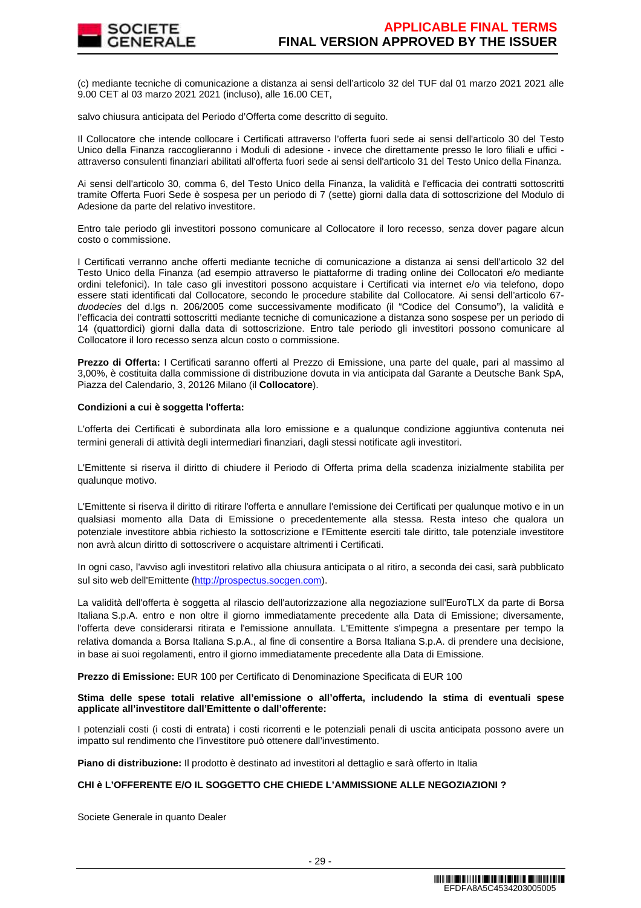(c) mediante tecniche di comunicazione a distanza ai sensi dell'articolo 32 del TUF dal 01 marzo 2021 2021 alle 9.00 CET al 03 marzo 2021 2021 (incluso), alle 16.00 CET,

salvo chiusura anticipata del Periodo d'Offerta come descritto di seguito.

Il Collocatore che intende collocare i Certificati attraverso l'offerta fuori sede ai sensi dell'articolo 30 del Testo Unico della Finanza raccoglieranno i Moduli di adesione - invece che direttamente presso le loro filiali e uffici - attraverso consulenti finanziari abilitati all'offerta fuori sede ai sensi dell'articolo 31 del Testo Unico della Finanza.

Ai sensi dell'articolo 30, comma 6, del Testo Unico della Finanza, la validità e l'efficacia dei contratti sottoscritti tramite Offerta Fuori Sede è sospesa per un periodo di 7 (sette) giorni dalla data di sottoscrizione del Modulo di Adesione da parte del relativo investitore.

Entro tale periodo gli investitori possono comunicare al Collocatore il loro recesso, senza dover pagare alcun costo o commissione.

I Certificati verranno anche offerti mediante tecniche di comunicazione a distanza ai sensi dell'articolo 32 del Testo Unico della Finanza (ad esempio attraverso le piattaforme di trading online dei Collocatori e/o mediante ordini telefonici). In tale caso gli investitori possono acquistare i Certificati via internet e/o via telefono, dopo essere stati identificati dal Collocatore, secondo le procedure stabilite dal Collocatore. Ai sensi dell'articolo 67-*duodecies* del d.lgs n. 206/2005 come successivamente modificato (il "Codice del Consumo"), la validità e l'efficacia dei contratti sottoscritti mediante tecniche di comunicazione a distanza sono sospese per un periodo di 14 (quattordici) giorni dalla data di sottoscrizione. Entro tale periodo gli investitori possono comunicare al Collocatore il loro recesso senza alcun costo o commissione.

**Prezzo di Offerta:** I Certificati saranno offerti al Prezzo di Emissione, una parte del quale, pari al massimo al 3,00%, è costituita dalla commissione di distribuzione dovuta in via anticipata dal Garante a Deutsche Bank SpA, Piazza del Calendario, 3, 20126 Milano (il **Collocatore**).

**Condizioni a cui è soggetta l'offerta:**

L'offerta dei Certificati è subordinata alla loro emissione e a qualunque condizione aggiuntiva contenuta nei termini generali di attività degli intermediari finanziari, dagli stessi notificate agli investitori.

L'Emittente si riserva il diritto di chiudere il Periodo di Offerta prima della scadenza inizialmente stabilita per qualunque motivo.

L'Emittente si riserva il diritto di ritirare l'offerta e annullare l'emissione dei Certificati per qualunque motivo e in un qualsiasi momento alla Data di Emissione o precedentemente alla stessa. Resta inteso che qualora un potenziale investitore abbia richiesto la sottoscrizione e l'Emittente eserciti tale diritto, tale potenziale investitore non avrà alcun diritto di sottoscrivere o acquistare altrimenti i Certificati.

In ogni caso, l'avviso agli investitori relativo alla chiusura anticipata o al ritiro, a seconda dei casi, sarà pubblicato sul sito web dell'Emittente (http://prospectus.socgen.com).

La validità dell'offerta è soggetta al rilascio dell'autorizzazione alla negoziazione sull'EuroTLX da parte di Borsa Italiana S.p.A. entro e non oltre il giorno immediatamente precedente alla Data di Emissione; diversamente, l'offerta deve considerarsi ritirata e l'emissione annullata. L'Emittente s'impegna a presentare per tempo la relativa domanda a Borsa Italiana S.p.A., al fine di consentire a Borsa Italiana S.p.A. di prendere una decisione, in base ai suoi regolamenti, entro il giorno immediatamente precedente alla Data di Emissione.

**Prezzo di Emissione:** EUR 100 per Certificato di Denominazione Specificata di EUR 100

**Stima delle spese totali relative all'emissione o all'offerta, includendo la stima di eventuali spese applicate all'investitore dall'Emittente o dall'offerente:**

I potenziali costi (i costi di entrata) i costi ricorrenti e le potenziali penali di uscita anticipata possono avere un impatto sul rendimento che l'investitore può ottenere dall'investimento.

**Piano di distribuzione:** Il prodotto è destinato ad investitori al dettaglio e sarà offerto in Italia

**CHI è L'OFFERENTE E/O IL SOGGETTO CHE CHIEDE L'AMMISSIONE ALLE NEGOZIAZIONI ?**

Societe Generale in quanto Dealer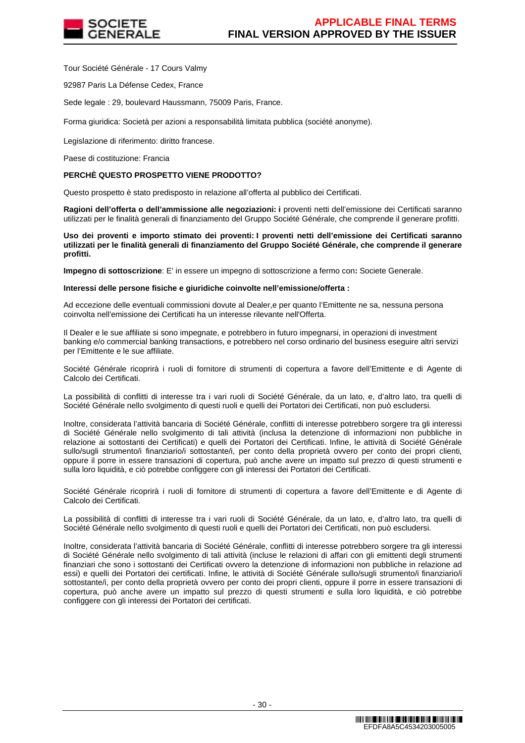Tour Société Générale - 17 Cours Valmy

92987 Paris La Défense Cedex, France

Sede legale : 29, boulevard Haussmann, 75009 Paris, France.

Forma giuridica: Società per azioni a responsabilità limitata pubblica (société anonyme).

Legislazione di riferimento: diritto francese.

Paese di costituzione: Francia

**PERCHÈ QUESTO PROSPETTO VIENE PRODOTTO?**

Questo prospetto è stato predisposto in relazione all'offerta al pubblico dei Certificati.

**Ragioni dell'offerta o dell'ammissione alle negoziazioni: i** proventi netti dell'emissione dei Certificati saranno utilizzati per le finalità generali di finanziamento del Gruppo Société Générale, che comprende il generare profitti.

**Uso dei proventi e importo stimato dei proventi: I proventi netti dell'emissione dei Certificati saranno utilizzati per le finalità generali di finanziamento del Gruppo Société Générale, che comprende il generare profitti.**

**Impegno di sottoscrizione**: E' in essere un impegno di sottoscrizione a fermo con**:** Societe Generale.

**Interessi delle persone fisiche e giuridiche coinvolte nell'emissione/offerta :**

Ad eccezione delle eventuali commissioni dovute al Dealer,e per quanto l'Emittente ne sa, nessuna persona coinvolta nell'emissione dei Certificati ha un interesse rilevante nell'Offerta.

Il Dealer e le sue affiliate si sono impegnate, e potrebbero in futuro impegnarsi, in operazioni di investment banking e/o commercial banking transactions, e potrebbero nel corso ordinario del business eseguire altri servizi per l'Emittente e le sue affiliate.

Société Générale ricoprirà i ruoli di fornitore di strumenti di copertura a favore dell'Emittente e di Agente di Calcolo dei Certificati.

La possibilità di conflitti di interesse tra i vari ruoli di Société Générale, da un lato, e, d'altro lato, tra quelli di Société Générale nello svolgimento di questi ruoli e quelli dei Portatori dei Certificati, non può escludersi.

Inoltre, considerata l'attività bancaria di Société Générale, conflitti di interesse potrebbero sorgere tra gli interessi di Société Générale nello svolgimento di tali attività (inclusa la detenzione di informazioni non pubbliche in relazione ai sottostanti dei Certificati) e quelli dei Portatori dei Certificati. Infine, le attività di Société Générale sullo/sugli strumento/i finanziario/i sottostante/i, per conto della proprietà ovvero per conto dei propri clienti, oppure il porre in essere transazioni di copertura, può anche avere un impatto sul prezzo di questi strumenti e sulla loro liquidità, e ciò potrebbe configgere con gli interessi dei Portatori dei Certificati.

Société Générale ricoprirà i ruoli di fornitore di strumenti di copertura a favore dell'Emittente e di Agente di Calcolo dei Certificati.

La possibilità di conflitti di interesse tra i vari ruoli di Société Générale, da un lato, e, d'altro lato, tra quelli di Société Générale nello svolgimento di questi ruoli e quelli dei Portatori dei Certificati, non può escludersi.

Inoltre, considerata l'attività bancaria di Société Générale, conflitti di interesse potrebbero sorgere tra gli interessi di Société Générale nello svolgimento di tali attività (incluse le relazioni di affari con gli emittenti degli strumenti finanziari che sono i sottostanti dei Certificati ovvero la detenzione di informazioni non pubbliche in relazione ad essi) e quelli dei Portatori dei certificati. Infine, le attività di Société Générale sullo/sugli strumento/i finanziario/i sottostante/i, per conto della proprietà ovvero per conto dei propri clienti, oppure il porre in essere transazioni di copertura, può anche avere un impatto sul prezzo di questi strumenti e sulla loro liquidità, e ciò potrebbe configgere con gli interessi dei Portatori dei certificati.